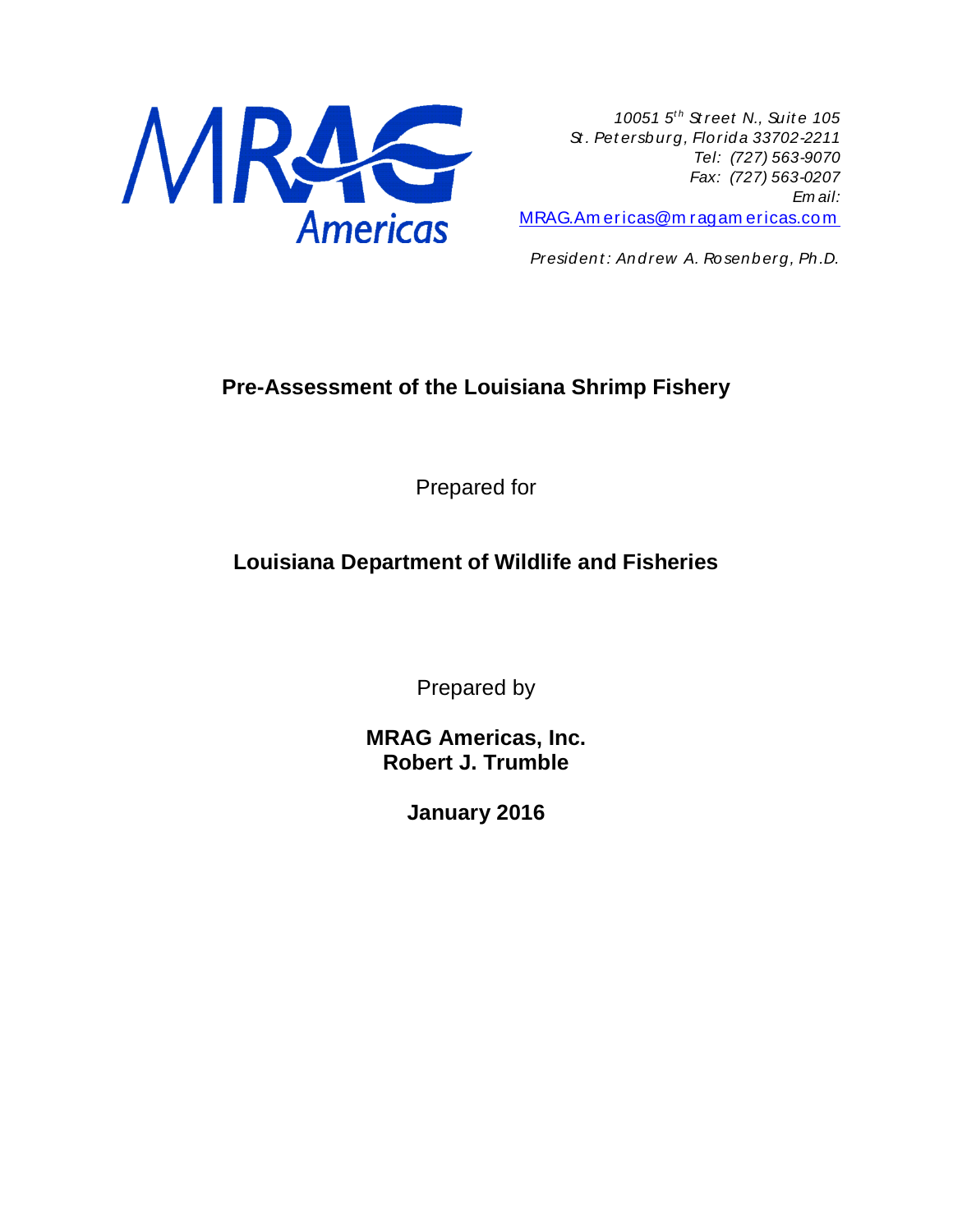MRAG Americas

*10051 5th Street N., Suite 105*
*St. Petersburg, Florida 33702-2211*
*Tel: (727) 563-9070*
*Fax: (727) 563-0207*
*Email:*
MRAG.Americas@mragamericas.com

*President: Andrew A. Rosenberg, Ph.D.*

# Pre-Assessment of the Louisiana Shrimp Fishery

Prepared for

**Louisiana Department of Wildlife and Fisheries**

Prepared by

**MRAG Americas, Inc.**
**Robert J. Trumble**

**January 2016**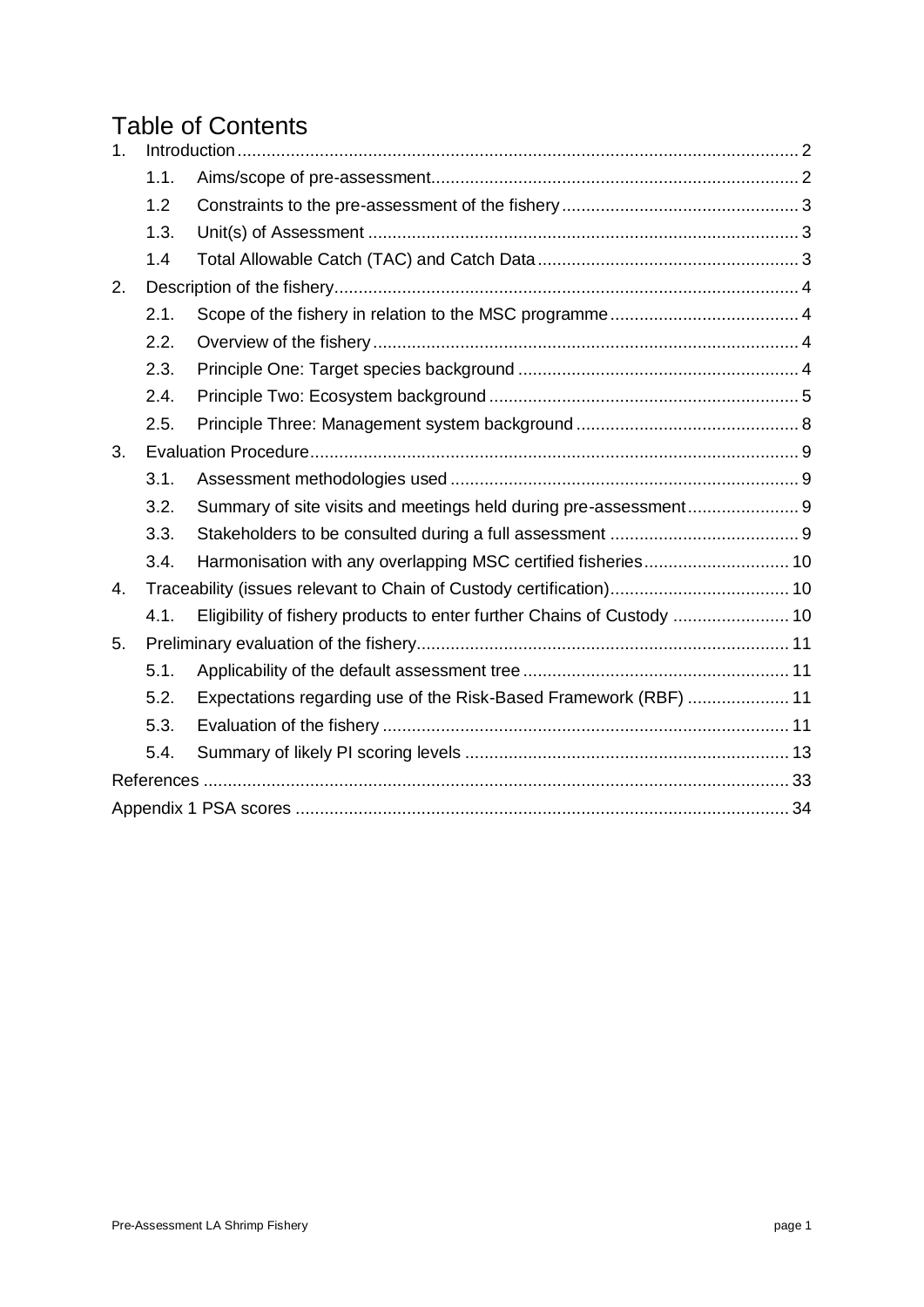# Table of Contents

1. Introduction ........ 2
   - 1.1. Aims/scope of pre-assessment ........ 2
   - 1.2 Constraints to the pre-assessment of the fishery ........ 3
   - 1.3. Unit(s) of Assessment ........ 3
   - 1.4 Total Allowable Catch (TAC) and Catch Data ........ 3
2. Description of the fishery ........ 4
   - 2.1. Scope of the fishery in relation to the MSC programme ........ 4
   - 2.2. Overview of the fishery ........ 4
   - 2.3. Principle One: Target species background ........ 4
   - 2.4. Principle Two: Ecosystem background ........ 5
   - 2.5. Principle Three: Management system background ........ 8
3. Evaluation Procedure ........ 9
   - 3.1. Assessment methodologies used ........ 9
   - 3.2. Summary of site visits and meetings held during pre-assessment ........ 9
   - 3.3. Stakeholders to be consulted during a full assessment ........ 9
   - 3.4. Harmonisation with any overlapping MSC certified fisheries ........ 10
4. Traceability (issues relevant to Chain of Custody certification) ........ 10
   - 4.1. Eligibility of fishery products to enter further Chains of Custody ........ 10
5. Preliminary evaluation of the fishery ........ 11
   - 5.1. Applicability of the default assessment tree ........ 11
   - 5.2. Expectations regarding use of the Risk-Based Framework (RBF) ........ 11
   - 5.3. Evaluation of the fishery ........ 11
   - 5.4. Summary of likely PI scoring levels ........ 13

References ........ 33

Appendix 1 PSA scores ........ 34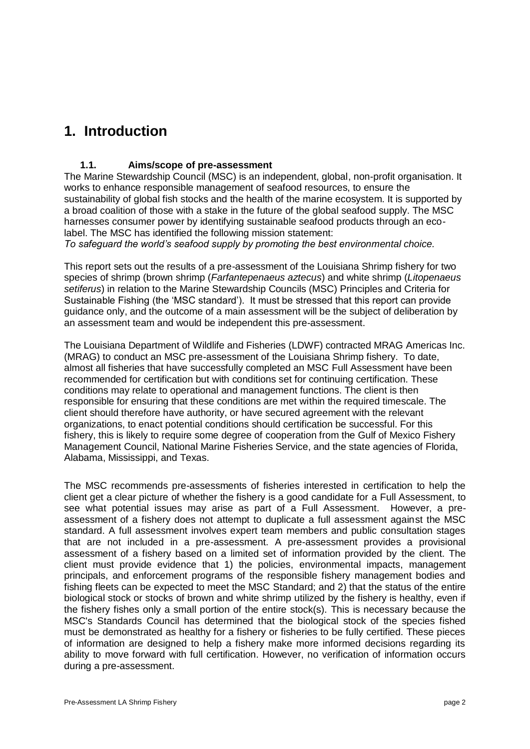# 1. Introduction

### 1.1. Aims/scope of pre-assessment

The Marine Stewardship Council (MSC) is an independent, global, non-profit organisation. It works to enhance responsible management of seafood resources, to ensure the sustainability of global fish stocks and the health of the marine ecosystem. It is supported by a broad coalition of those with a stake in the future of the global seafood supply. The MSC harnesses consumer power by identifying sustainable seafood products through an eco-label. The MSC has identified the following mission statement:
*To safeguard the world's seafood supply by promoting the best environmental choice.*

This report sets out the results of a pre-assessment of the Louisiana Shrimp fishery for two species of shrimp (brown shrimp (*Farfantepenaeus aztecus*) and white shrimp (*Litopenaeus setiferus*) in relation to the Marine Stewardship Councils (MSC) Principles and Criteria for Sustainable Fishing (the 'MSC standard'). It must be stressed that this report can provide guidance only, and the outcome of a main assessment will be the subject of deliberation by an assessment team and would be independent this pre-assessment.

The Louisiana Department of Wildlife and Fisheries (LDWF) contracted MRAG Americas Inc. (MRAG) to conduct an MSC pre-assessment of the Louisiana Shrimp fishery. To date, almost all fisheries that have successfully completed an MSC Full Assessment have been recommended for certification but with conditions set for continuing certification. These conditions may relate to operational and management functions. The client is then responsible for ensuring that these conditions are met within the required timescale. The client should therefore have authority, or have secured agreement with the relevant organizations, to enact potential conditions should certification be successful. For this fishery, this is likely to require some degree of cooperation from the Gulf of Mexico Fishery Management Council, National Marine Fisheries Service, and the state agencies of Florida, Alabama, Mississippi, and Texas.

The MSC recommends pre-assessments of fisheries interested in certification to help the client get a clear picture of whether the fishery is a good candidate for a Full Assessment, to see what potential issues may arise as part of a Full Assessment. However, a pre-assessment of a fishery does not attempt to duplicate a full assessment against the MSC standard. A full assessment involves expert team members and public consultation stages that are not included in a pre-assessment. A pre-assessment provides a provisional assessment of a fishery based on a limited set of information provided by the client. The client must provide evidence that 1) the policies, environmental impacts, management principals, and enforcement programs of the responsible fishery management bodies and fishing fleets can be expected to meet the MSC Standard; and 2) that the status of the entire biological stock or stocks of brown and white shrimp utilized by the fishery is healthy, even if the fishery fishes only a small portion of the entire stock(s). This is necessary because the MSC's Standards Council has determined that the biological stock of the species fished must be demonstrated as healthy for a fishery or fisheries to be fully certified. These pieces of information are designed to help a fishery make more informed decisions regarding its ability to move forward with full certification. However, no verification of information occurs during a pre-assessment.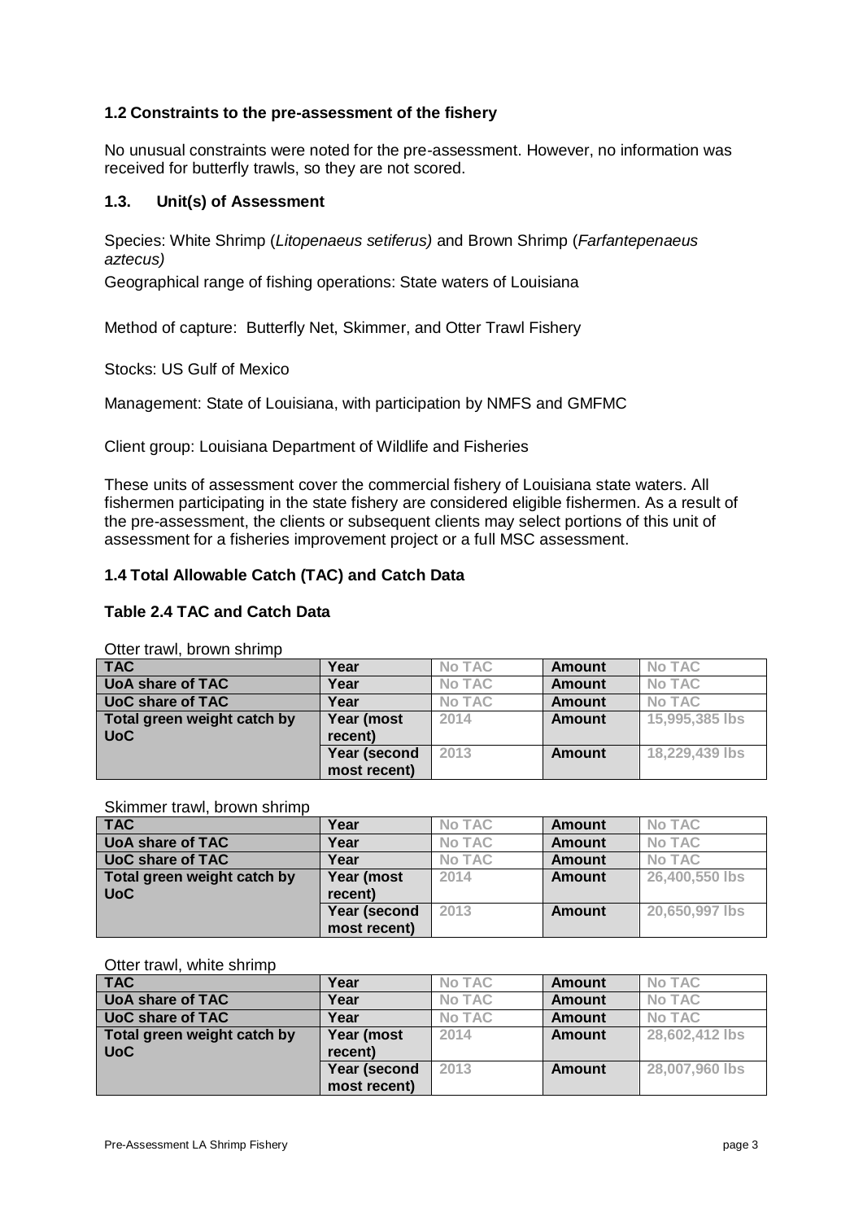### 1.2 Constraints to the pre-assessment of the fishery

No unusual constraints were noted for the pre-assessment. However, no information was received for butterfly trawls, so they are not scored.

### 1.3. Unit(s) of Assessment

Species: White Shrimp (*Litopenaeus setiferus)* and Brown Shrimp (*Farfantepenaeus aztecus)*

Geographical range of fishing operations: State waters of Louisiana

Method of capture: Butterfly Net, Skimmer, and Otter Trawl Fishery

Stocks: US Gulf of Mexico

Management: State of Louisiana, with participation by NMFS and GMFMC

Client group: Louisiana Department of Wildlife and Fisheries

These units of assessment cover the commercial fishery of Louisiana state waters. All fishermen participating in the state fishery are considered eligible fishermen. As a result of the pre-assessment, the clients or subsequent clients may select portions of this unit of assessment for a fisheries improvement project or a full MSC assessment.

### 1.4 Total Allowable Catch (TAC) and Catch Data

#### Table 2.4 TAC and Catch Data

Otter trawl, brown shrimp

| TAC | Year | No TAC | Amount | No TAC |
|---|---|---|---|---|
| UoA share of TAC | Year | No TAC | Amount | No TAC |
| UoC share of TAC | Year | No TAC | Amount | No TAC |
| Total green weight catch by UoC | Year (most recent) | 2014 | Amount | 15,995,385 lbs |
| | Year (second most recent) | 2013 | Amount | 18,229,439 lbs |

Skimmer trawl, brown shrimp

| TAC | Year | No TAC | Amount | No TAC |
|---|---|---|---|---|
| UoA share of TAC | Year | No TAC | Amount | No TAC |
| UoC share of TAC | Year | No TAC | Amount | No TAC |
| Total green weight catch by UoC | Year (most recent) | 2014 | Amount | 26,400,550 lbs |
| | Year (second most recent) | 2013 | Amount | 20,650,997 lbs |

Otter trawl, white shrimp

| TAC | Year | No TAC | Amount | No TAC |
|---|---|---|---|---|
| UoA share of TAC | Year | No TAC | Amount | No TAC |
| UoC share of TAC | Year | No TAC | Amount | No TAC |
| Total green weight catch by UoC | Year (most recent) | 2014 | Amount | 28,602,412 lbs |
| | Year (second most recent) | 2013 | Amount | 28,007,960 lbs |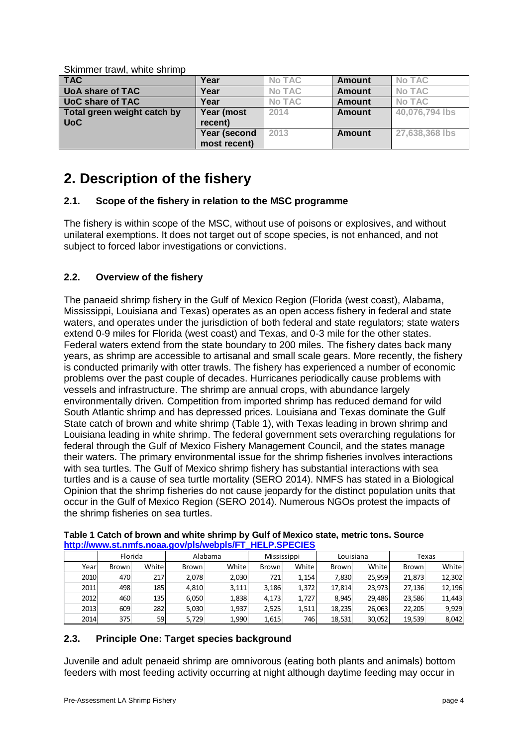Skimmer trawl, white shrimp

| **TAC** | **Year** | No TAC | **Amount** | No TAC |
|---|---|---|---|---|
| **UoA share of TAC** | **Year** | No TAC | **Amount** | No TAC |
| **UoC share of TAC** | **Year** | No TAC | **Amount** | No TAC |
| **Total green weight catch by UoC** | **Year (most recent)** | 2014 | **Amount** | 40,076,794 lbs |
| | **Year (second most recent)** | 2013 | **Amount** | 27,638,368 lbs |

# 2. Description of the fishery

## 2.1. Scope of the fishery in relation to the MSC programme

The fishery is within scope of the MSC, without use of poisons or explosives, and without unilateral exemptions. It does not target out of scope species, is not enhanced, and not subject to forced labor investigations or convictions.

## 2.2. Overview of the fishery

The panaeid shrimp fishery in the Gulf of Mexico Region (Florida (west coast), Alabama, Mississippi, Louisiana and Texas) operates as an open access fishery in federal and state waters, and operates under the jurisdiction of both federal and state regulators; state waters extend 0-9 miles for Florida (west coast) and Texas, and 0-3 mile for the other states. Federal waters extend from the state boundary to 200 miles. The fishery dates back many years, as shrimp are accessible to artisanal and small scale gears. More recently, the fishery is conducted primarily with otter trawls. The fishery has experienced a number of economic problems over the past couple of decades. Hurricanes periodically cause problems with vessels and infrastructure. The shrimp are annual crops, with abundance largely environmentally driven. Competition from imported shrimp has reduced demand for wild South Atlantic shrimp and has depressed prices. Louisiana and Texas dominate the Gulf State catch of brown and white shrimp (Table 1), with Texas leading in brown shrimp and Louisiana leading in white shrimp. The federal government sets overarching regulations for federal through the Gulf of Mexico Fishery Management Council, and the states manage their waters. The primary environmental issue for the shrimp fisheries involves interactions with sea turtles. The Gulf of Mexico shrimp fishery has substantial interactions with sea turtles and is a cause of sea turtle mortality (SERO 2014). NMFS has stated in a Biological Opinion that the shrimp fisheries do not cause jeopardy for the distinct population units that occur in the Gulf of Mexico Region (SERO 2014). Numerous NGOs protest the impacts of the shrimp fisheries on sea turtles.

**Table 1 Catch of brown and white shrimp by Gulf of Mexico state, metric tons. Source http://www.st.nmfs.noaa.gov/pls/webpls/FT_HELP.SPECIES**

| | Florida | | Alabama | | Mississippi | | Louisiana | | Texas | |
|---|---|---|---|---|---|---|---|---|---|---|
| Year | Brown | White | Brown | White | Brown | White | Brown | White | Brown | White |
| 2010 | 470 | 217 | 2,078 | 2,030 | 721 | 1,154 | 7,830 | 25,959 | 21,873 | 12,302 |
| 2011 | 498 | 185 | 4,810 | 3,111 | 3,186 | 1,372 | 17,814 | 23,973 | 27,136 | 12,196 |
| 2012 | 460 | 135 | 6,050 | 1,838 | 4,173 | 1,727 | 8,945 | 29,486 | 23,586 | 11,443 |
| 2013 | 609 | 282 | 5,030 | 1,937 | 2,525 | 1,511 | 18,235 | 26,063 | 22,205 | 9,929 |
| 2014 | 375 | 59 | 5,729 | 1,990 | 1,615 | 746 | 18,531 | 30,052 | 19,539 | 8,042 |

## 2.3. Principle One: Target species background

Juvenile and adult penaeid shrimp are omnivorous (eating both plants and animals) bottom feeders with most feeding activity occurring at night although daytime feeding may occur in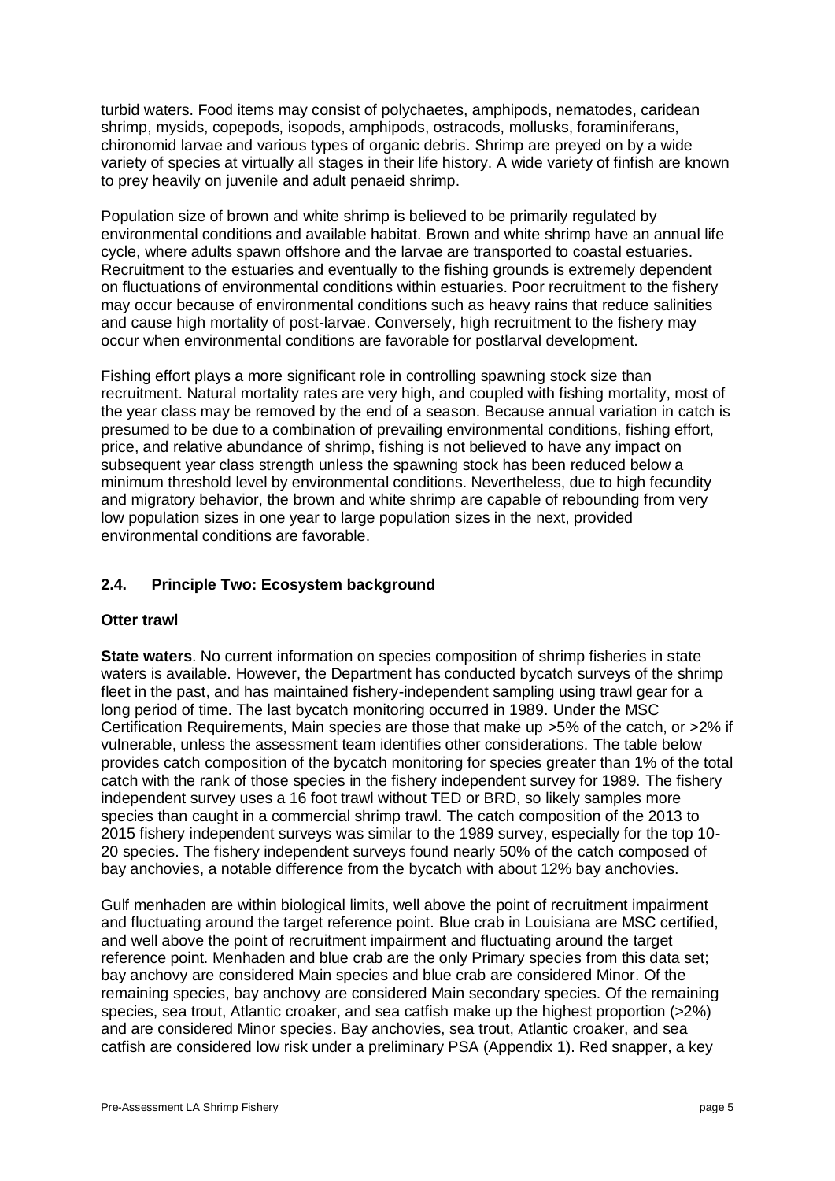turbid waters. Food items may consist of polychaetes, amphipods, nematodes, caridean shrimp, mysids, copepods, isopods, amphipods, ostracods, mollusks, foraminiferans, chironomid larvae and various types of organic debris. Shrimp are preyed on by a wide variety of species at virtually all stages in their life history. A wide variety of finfish are known to prey heavily on juvenile and adult penaeid shrimp.

Population size of brown and white shrimp is believed to be primarily regulated by environmental conditions and available habitat. Brown and white shrimp have an annual life cycle, where adults spawn offshore and the larvae are transported to coastal estuaries. Recruitment to the estuaries and eventually to the fishing grounds is extremely dependent on fluctuations of environmental conditions within estuaries. Poor recruitment to the fishery may occur because of environmental conditions such as heavy rains that reduce salinities and cause high mortality of post-larvae. Conversely, high recruitment to the fishery may occur when environmental conditions are favorable for postlarval development.

Fishing effort plays a more significant role in controlling spawning stock size than recruitment. Natural mortality rates are very high, and coupled with fishing mortality, most of the year class may be removed by the end of a season. Because annual variation in catch is presumed to be due to a combination of prevailing environmental conditions, fishing effort, price, and relative abundance of shrimp, fishing is not believed to have any impact on subsequent year class strength unless the spawning stock has been reduced below a minimum threshold level by environmental conditions. Nevertheless, due to high fecundity and migratory behavior, the brown and white shrimp are capable of rebounding from very low population sizes in one year to large population sizes in the next, provided environmental conditions are favorable.

## 2.4. Principle Two: Ecosystem background

**Otter trawl**

**State waters**. No current information on species composition of shrimp fisheries in state waters is available. However, the Department has conducted bycatch surveys of the shrimp fleet in the past, and has maintained fishery-independent sampling using trawl gear for a long period of time. The last bycatch monitoring occurred in 1989. Under the MSC Certification Requirements, Main species are those that make up ≥5% of the catch, or ≥2% if vulnerable, unless the assessment team identifies other considerations. The table below provides catch composition of the bycatch monitoring for species greater than 1% of the total catch with the rank of those species in the fishery independent survey for 1989. The fishery independent survey uses a 16 foot trawl without TED or BRD, so likely samples more species than caught in a commercial shrimp trawl. The catch composition of the 2013 to 2015 fishery independent surveys was similar to the 1989 survey, especially for the top 10-20 species. The fishery independent surveys found nearly 50% of the catch composed of bay anchovies, a notable difference from the bycatch with about 12% bay anchovies.

Gulf menhaden are within biological limits, well above the point of recruitment impairment and fluctuating around the target reference point. Blue crab in Louisiana are MSC certified, and well above the point of recruitment impairment and fluctuating around the target reference point. Menhaden and blue crab are the only Primary species from this data set; bay anchovy are considered Main species and blue crab are considered Minor. Of the remaining species, bay anchovy are considered Main secondary species. Of the remaining species, sea trout, Atlantic croaker, and sea catfish make up the highest proportion (>2%) and are considered Minor species. Bay anchovies, sea trout, Atlantic croaker, and sea catfish are considered low risk under a preliminary PSA (Appendix 1). Red snapper, a key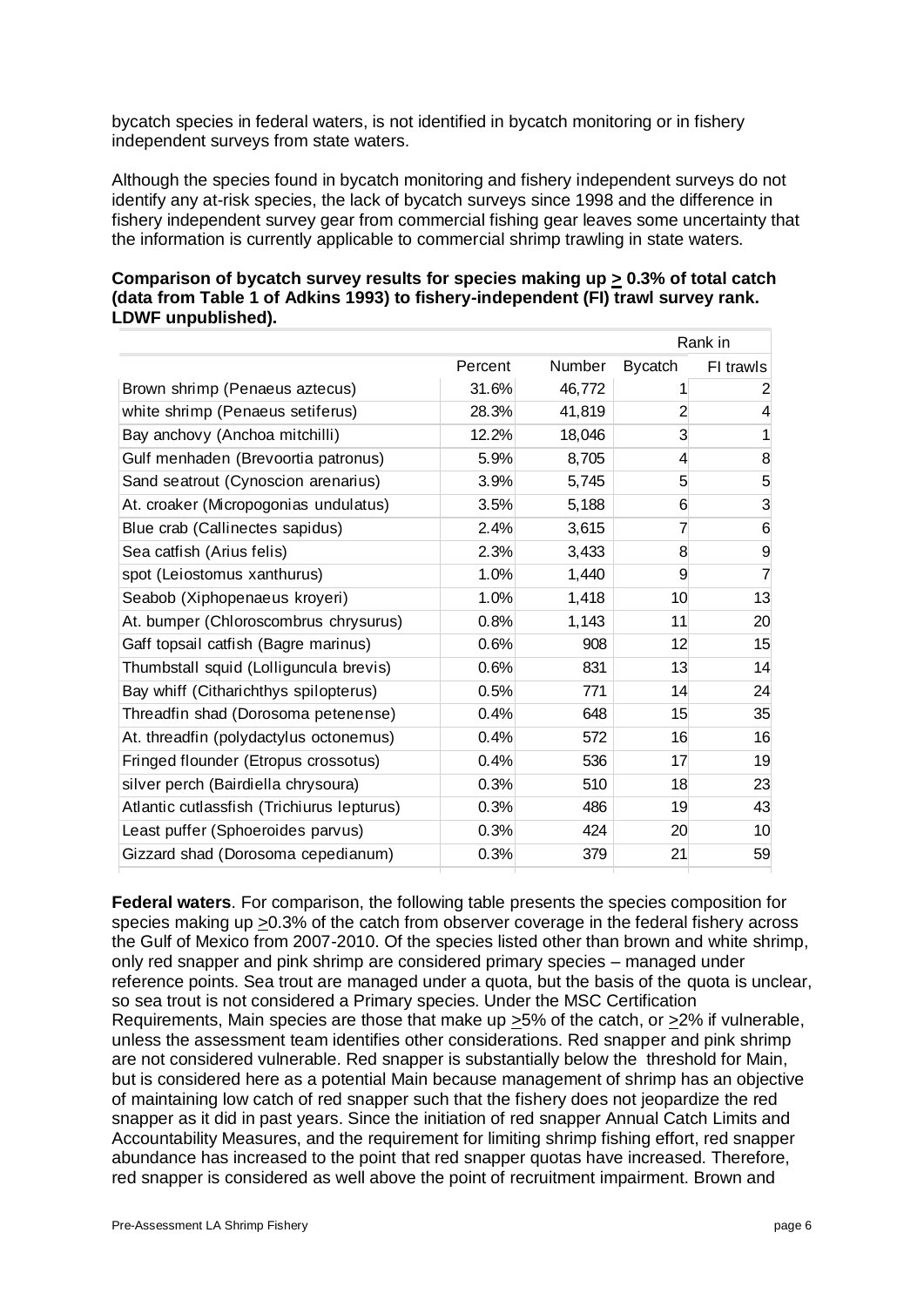bycatch species in federal waters, is not identified in bycatch monitoring or in fishery independent surveys from state waters.

Although the species found in bycatch monitoring and fishery independent surveys do not identify any at-risk species, the lack of bycatch surveys since 1998 and the difference in fishery independent survey gear from commercial fishing gear leaves some uncertainty that the information is currently applicable to commercial shrimp trawling in state waters.

**Comparison of bycatch survey results for species making up > 0.3% of total catch (data from Table 1 of Adkins 1993) to fishery-independent (FI) trawl survey rank. LDWF unpublished).**

| | | | Rank in | |
|---|---|---|---|---|
| | Percent | Number | Bycatch | FI trawls |
| Brown shrimp (Penaeus aztecus) | 31.6% | 46,772 | 1 | 2 |
| white shrimp (Penaeus setiferus) | 28.3% | 41,819 | 2 | 4 |
| Bay anchovy (Anchoa mitchilli) | 12.2% | 18,046 | 3 | 1 |
| Gulf menhaden (Brevoortia patronus) | 5.9% | 8,705 | 4 | 8 |
| Sand seatrout (Cynoscion arenarius) | 3.9% | 5,745 | 5 | 5 |
| At. croaker (Micropogonias undulatus) | 3.5% | 5,188 | 6 | 3 |
| Blue crab (Callinectes sapidus) | 2.4% | 3,615 | 7 | 6 |
| Sea catfish (Arius felis) | 2.3% | 3,433 | 8 | 9 |
| spot (Leiostomus xanthurus) | 1.0% | 1,440 | 9 | 7 |
| Seabob (Xiphopenaeus kroyeri) | 1.0% | 1,418 | 10 | 13 |
| At. bumper (Chloroscombrus chrysurus) | 0.8% | 1,143 | 11 | 20 |
| Gaff topsail catfish (Bagre marinus) | 0.6% | 908 | 12 | 15 |
| Thumbstall squid (Lolliguncula brevis) | 0.6% | 831 | 13 | 14 |
| Bay whiff (Citharichthys spilopterus) | 0.5% | 771 | 14 | 24 |
| Threadfin shad (Dorosoma petenense) | 0.4% | 648 | 15 | 35 |
| At. threadfin (polydactylus octonemus) | 0.4% | 572 | 16 | 16 |
| Fringed flounder (Etropus crossotus) | 0.4% | 536 | 17 | 19 |
| silver perch (Bairdiella chrysoura) | 0.3% | 510 | 18 | 23 |
| Atlantic cutlassfish (Trichiurus lepturus) | 0.3% | 486 | 19 | 43 |
| Least puffer (Sphoeroides parvus) | 0.3% | 424 | 20 | 10 |
| Gizzard shad (Dorosoma cepedianum) | 0.3% | 379 | 21 | 59 |

**Federal waters**. For comparison, the following table presents the species composition for species making up >0.3% of the catch from observer coverage in the federal fishery across the Gulf of Mexico from 2007-2010. Of the species listed other than brown and white shrimp, only red snapper and pink shrimp are considered primary species – managed under reference points. Sea trout are managed under a quota, but the basis of the quota is unclear, so sea trout is not considered a Primary species. Under the MSC Certification Requirements, Main species are those that make up >5% of the catch, or >2% if vulnerable, unless the assessment team identifies other considerations. Red snapper and pink shrimp are not considered vulnerable. Red snapper is substantially below the threshold for Main, but is considered here as a potential Main because management of shrimp has an objective of maintaining low catch of red snapper such that the fishery does not jeopardize the red snapper as it did in past years. Since the initiation of red snapper Annual Catch Limits and Accountability Measures, and the requirement for limiting shrimp fishing effort, red snapper abundance has increased to the point that red snapper quotas have increased. Therefore, red snapper is considered as well above the point of recruitment impairment. Brown and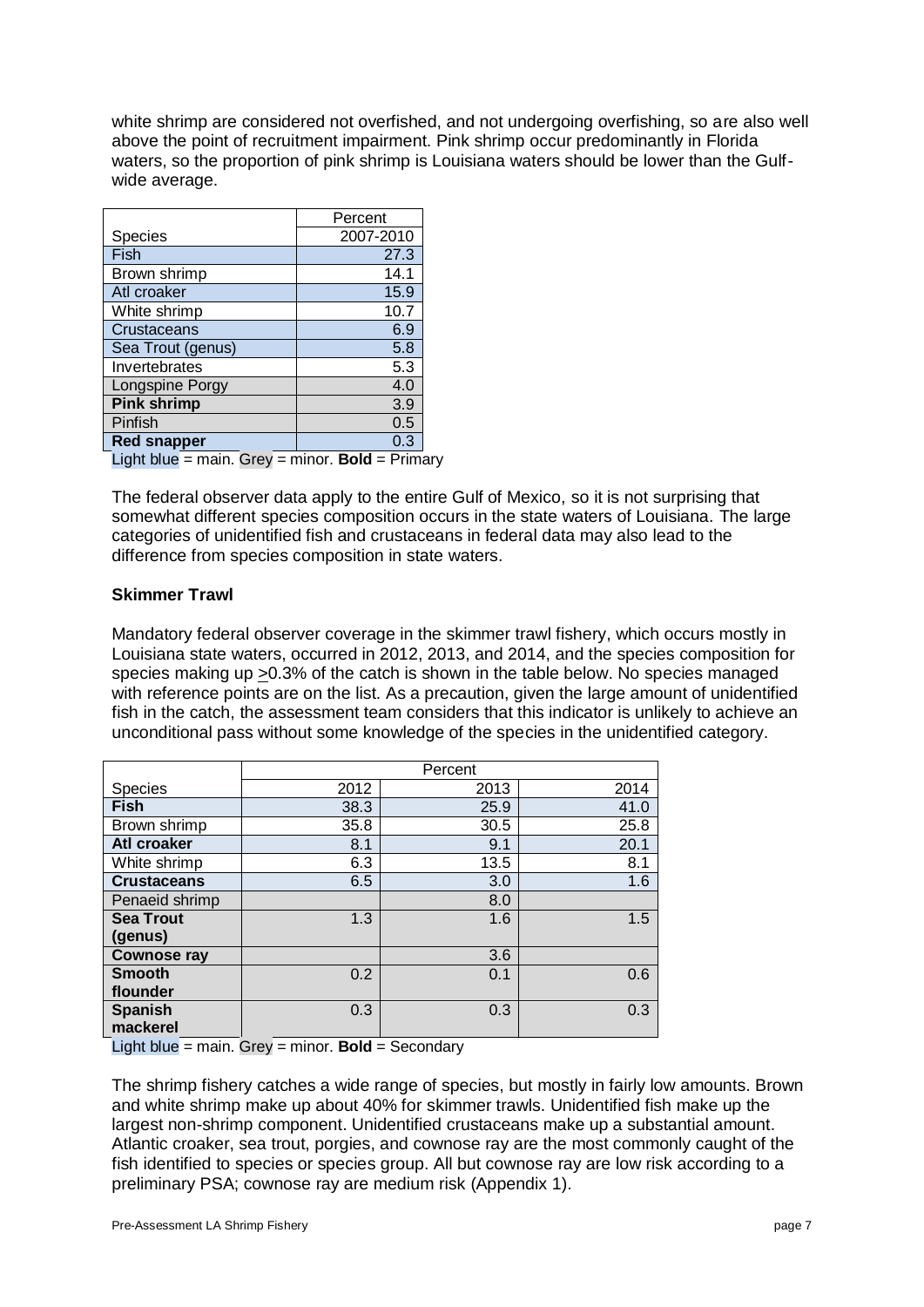white shrimp are considered not overfished, and not undergoing overfishing, so are also well above the point of recruitment impairment. Pink shrimp occur predominantly in Florida waters, so the proportion of pink shrimp is Louisiana waters should be lower than the Gulf-wide average.

| | Percent |
|---|---|
| Species | 2007-2010 |
| Fish | 27.3 |
| Brown shrimp | 14.1 |
| Atl croaker | 15.9 |
| White shrimp | 10.7 |
| Crustaceans | 6.9 |
| Sea Trout (genus) | 5.8 |
| Invertebrates | 5.3 |
| Longspine Porgy | 4.0 |
| **Pink shrimp** | 3.9 |
| Pinfish | 0.5 |
| **Red snapper** | 0.3 |

Light blue = main. Grey = minor. **Bold** = Primary

The federal observer data apply to the entire Gulf of Mexico, so it is not surprising that somewhat different species composition occurs in the state waters of Louisiana. The large categories of unidentified fish and crustaceans in federal data may also lead to the difference from species composition in state waters.

**Skimmer Trawl**

Mandatory federal observer coverage in the skimmer trawl fishery, which occurs mostly in Louisiana state waters, occurred in 2012, 2013, and 2014, and the species composition for species making up >0.3% of the catch is shown in the table below. No species managed with reference points are on the list. As a precaution, given the large amount of unidentified fish in the catch, the assessment team considers that this indicator is unlikely to achieve an unconditional pass without some knowledge of the species in the unidentified category.

| | Percent | | |
|---|---|---|---|
| Species | 2012 | 2013 | 2014 |
| **Fish** | 38.3 | 25.9 | 41.0 |
| Brown shrimp | 35.8 | 30.5 | 25.8 |
| **Atl croaker** | 8.1 | 9.1 | 20.1 |
| White shrimp | 6.3 | 13.5 | 8.1 |
| **Crustaceans** | 6.5 | 3.0 | 1.6 |
| Penaeid shrimp | | 8.0 | |
| **Sea Trout (genus)** | 1.3 | 1.6 | 1.5 |
| **Cownose ray** | | 3.6 | |
| **Smooth flounder** | 0.2 | 0.1 | 0.6 |
| **Spanish mackerel** | 0.3 | 0.3 | 0.3 |

Light blue = main. Grey = minor. **Bold** = Secondary

The shrimp fishery catches a wide range of species, but mostly in fairly low amounts. Brown and white shrimp make up about 40% for skimmer trawls. Unidentified fish make up the largest non-shrimp component. Unidentified crustaceans make up a substantial amount. Atlantic croaker, sea trout, porgies, and cownose ray are the most commonly caught of the fish identified to species or species group. All but cownose ray are low risk according to a preliminary PSA; cownose ray are medium risk (Appendix 1).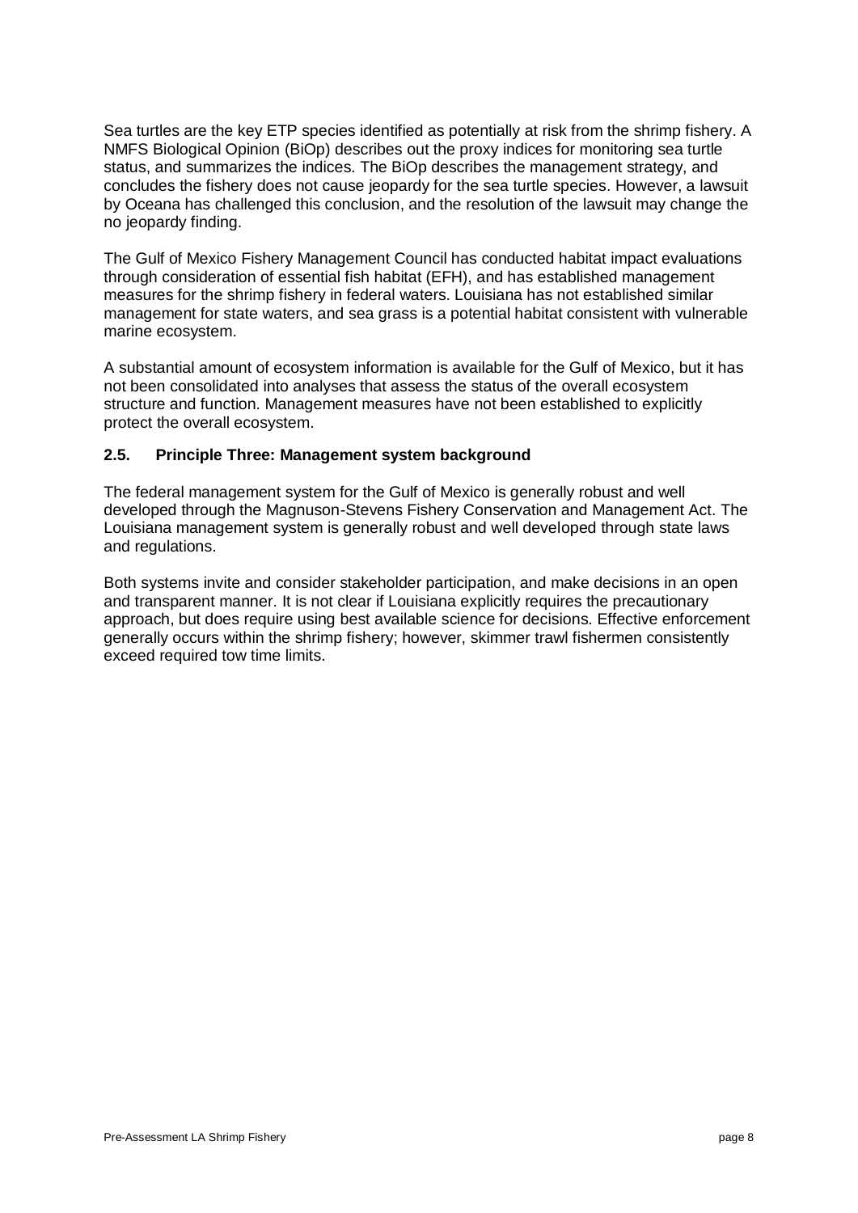Sea turtles are the key ETP species identified as potentially at risk from the shrimp fishery. A NMFS Biological Opinion (BiOp) describes out the proxy indices for monitoring sea turtle status, and summarizes the indices. The BiOp describes the management strategy, and concludes the fishery does not cause jeopardy for the sea turtle species. However, a lawsuit by Oceana has challenged this conclusion, and the resolution of the lawsuit may change the no jeopardy finding.

The Gulf of Mexico Fishery Management Council has conducted habitat impact evaluations through consideration of essential fish habitat (EFH), and has established management measures for the shrimp fishery in federal waters. Louisiana has not established similar management for state waters, and sea grass is a potential habitat consistent with vulnerable marine ecosystem.

A substantial amount of ecosystem information is available for the Gulf of Mexico, but it has not been consolidated into analyses that assess the status of the overall ecosystem structure and function. Management measures have not been established to explicitly protect the overall ecosystem.

### 2.5. Principle Three: Management system background

The federal management system for the Gulf of Mexico is generally robust and well developed through the Magnuson-Stevens Fishery Conservation and Management Act. The Louisiana management system is generally robust and well developed through state laws and regulations.

Both systems invite and consider stakeholder participation, and make decisions in an open and transparent manner. It is not clear if Louisiana explicitly requires the precautionary approach, but does require using best available science for decisions. Effective enforcement generally occurs within the shrimp fishery; however, skimmer trawl fishermen consistently exceed required tow time limits.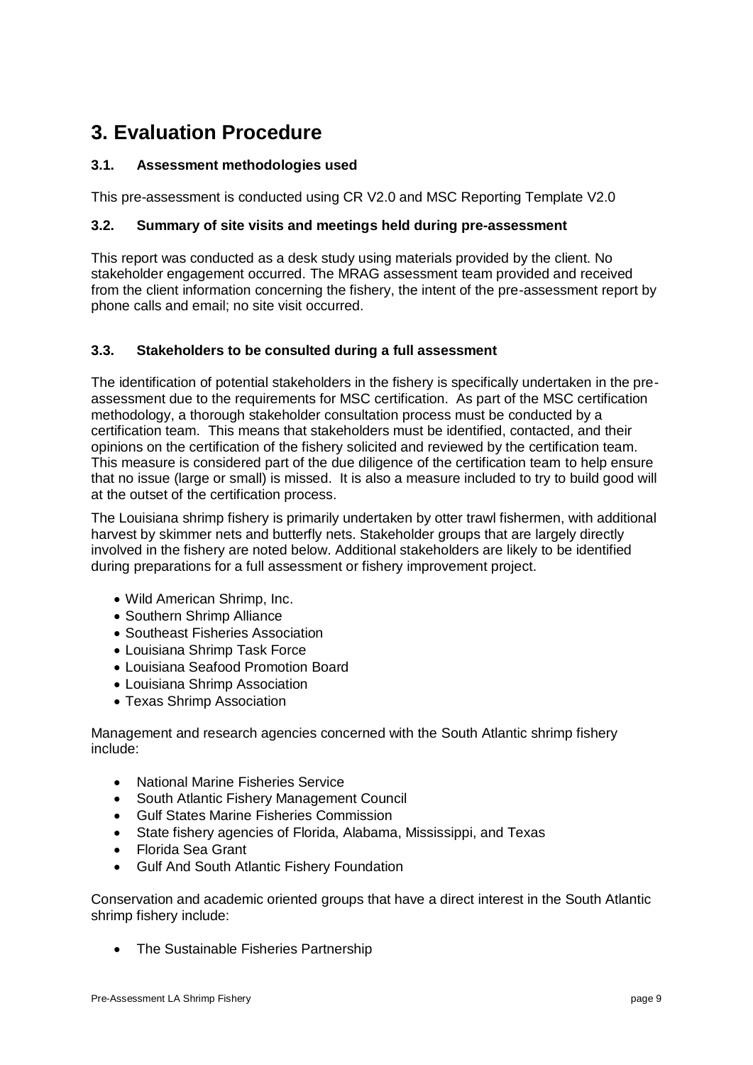# 3. Evaluation Procedure

## 3.1. Assessment methodologies used

This pre-assessment is conducted using CR V2.0 and MSC Reporting Template V2.0

## 3.2. Summary of site visits and meetings held during pre-assessment

This report was conducted as a desk study using materials provided by the client. No stakeholder engagement occurred. The MRAG assessment team provided and received from the client information concerning the fishery, the intent of the pre-assessment report by phone calls and email; no site visit occurred.

## 3.3. Stakeholders to be consulted during a full assessment

The identification of potential stakeholders in the fishery is specifically undertaken in the pre-assessment due to the requirements for MSC certification. As part of the MSC certification methodology, a thorough stakeholder consultation process must be conducted by a certification team. This means that stakeholders must be identified, contacted, and their opinions on the certification of the fishery solicited and reviewed by the certification team. This measure is considered part of the due diligence of the certification team to help ensure that no issue (large or small) is missed. It is also a measure included to try to build good will at the outset of the certification process.

The Louisiana shrimp fishery is primarily undertaken by otter trawl fishermen, with additional harvest by skimmer nets and butterfly nets. Stakeholder groups that are largely directly involved in the fishery are noted below. Additional stakeholders are likely to be identified during preparations for a full assessment or fishery improvement project.

- Wild American Shrimp, Inc.
- Southern Shrimp Alliance
- Southeast Fisheries Association
- Louisiana Shrimp Task Force
- Louisiana Seafood Promotion Board
- Louisiana Shrimp Association
- Texas Shrimp Association

Management and research agencies concerned with the South Atlantic shrimp fishery include:

- National Marine Fisheries Service
- South Atlantic Fishery Management Council
- Gulf States Marine Fisheries Commission
- State fishery agencies of Florida, Alabama, Mississippi, and Texas
- Florida Sea Grant
- Gulf And South Atlantic Fishery Foundation

Conservation and academic oriented groups that have a direct interest in the South Atlantic shrimp fishery include:

- The Sustainable Fisheries Partnership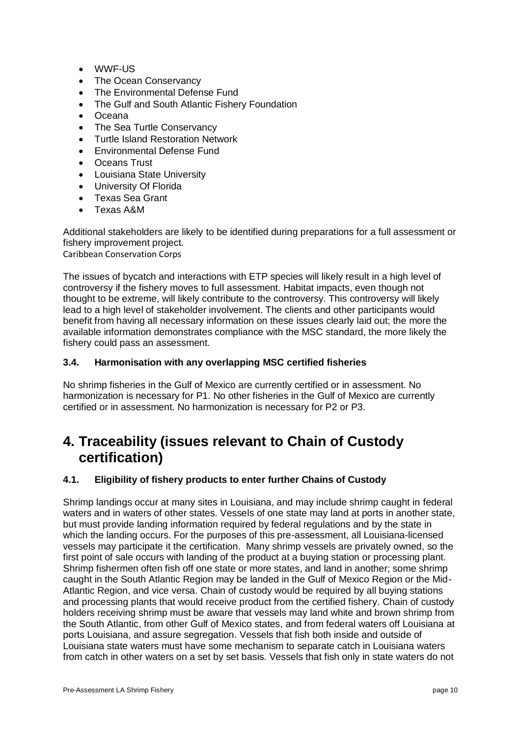- WWF-US
- The Ocean Conservancy
- The Environmental Defense Fund
- The Gulf and South Atlantic Fishery Foundation
- Oceana
- The Sea Turtle Conservancy
- Turtle Island Restoration Network
- Environmental Defense Fund
- Oceans Trust
- Louisiana State University
- University Of Florida
- Texas Sea Grant
- Texas A&M

Additional stakeholders are likely to be identified during preparations for a full assessment or fishery improvement project.
Caribbean Conservation Corps

The issues of bycatch and interactions with ETP species will likely result in a high level of controversy if the fishery moves to full assessment. Habitat impacts, even though not thought to be extreme, will likely contribute to the controversy. This controversy will likely lead to a high level of stakeholder involvement. The clients and other participants would benefit from having all necessary information on these issues clearly laid out; the more the available information demonstrates compliance with the MSC standard, the more likely the fishery could pass an assessment.

### 3.4. Harmonisation with any overlapping MSC certified fisheries

No shrimp fisheries in the Gulf of Mexico are currently certified or in assessment. No harmonization is necessary for P1. No other fisheries in the Gulf of Mexico are currently certified or in assessment. No harmonization is necessary for P2 or P3.

# 4. Traceability (issues relevant to Chain of Custody certification)

### 4.1. Eligibility of fishery products to enter further Chains of Custody

Shrimp landings occur at many sites in Louisiana, and may include shrimp caught in federal waters and in waters of other states. Vessels of one state may land at ports in another state, but must provide landing information required by federal regulations and by the state in which the landing occurs. For the purposes of this pre-assessment, all Louisiana-licensed vessels may participate it the certification. Many shrimp vessels are privately owned, so the first point of sale occurs with landing of the product at a buying station or processing plant. Shrimp fishermen often fish off one state or more states, and land in another; some shrimp caught in the South Atlantic Region may be landed in the Gulf of Mexico Region or the Mid-Atlantic Region, and vice versa. Chain of custody would be required by all buying stations and processing plants that would receive product from the certified fishery. Chain of custody holders receiving shrimp must be aware that vessels may land white and brown shrimp from the South Atlantic, from other Gulf of Mexico states, and from federal waters off Louisiana at ports Louisiana, and assure segregation. Vessels that fish both inside and outside of Louisiana state waters must have some mechanism to separate catch in Louisiana waters from catch in other waters on a set by set basis. Vessels that fish only in state waters do not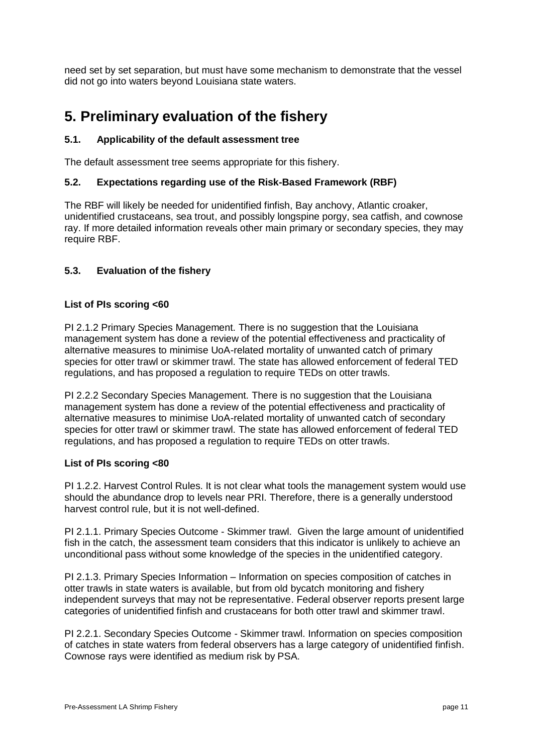need set by set separation, but must have some mechanism to demonstrate that the vessel did not go into waters beyond Louisiana state waters.

# 5. Preliminary evaluation of the fishery

### 5.1. Applicability of the default assessment tree

The default assessment tree seems appropriate for this fishery.

### 5.2. Expectations regarding use of the Risk-Based Framework (RBF)

The RBF will likely be needed for unidentified finfish, Bay anchovy, Atlantic croaker, unidentified crustaceans, sea trout, and possibly longspine porgy, sea catfish, and cownose ray. If more detailed information reveals other main primary or secondary species, they may require RBF.

### 5.3. Evaluation of the fishery

**List of PIs scoring <60**

PI 2.1.2 Primary Species Management. There is no suggestion that the Louisiana management system has done a review of the potential effectiveness and practicality of alternative measures to minimise UoA-related mortality of unwanted catch of primary species for otter trawl or skimmer trawl. The state has allowed enforcement of federal TED regulations, and has proposed a regulation to require TEDs on otter trawls.

PI 2.2.2 Secondary Species Management. There is no suggestion that the Louisiana management system has done a review of the potential effectiveness and practicality of alternative measures to minimise UoA-related mortality of unwanted catch of secondary species for otter trawl or skimmer trawl. The state has allowed enforcement of federal TED regulations, and has proposed a regulation to require TEDs on otter trawls.

**List of PIs scoring <80**

PI 1.2.2. Harvest Control Rules. It is not clear what tools the management system would use should the abundance drop to levels near PRI. Therefore, there is a generally understood harvest control rule, but it is not well-defined.

PI 2.1.1. Primary Species Outcome - Skimmer trawl. Given the large amount of unidentified fish in the catch, the assessment team considers that this indicator is unlikely to achieve an unconditional pass without some knowledge of the species in the unidentified category.

PI 2.1.3. Primary Species Information – Information on species composition of catches in otter trawls in state waters is available, but from old bycatch monitoring and fishery independent surveys that may not be representative. Federal observer reports present large categories of unidentified finfish and crustaceans for both otter trawl and skimmer trawl.

PI 2.2.1. Secondary Species Outcome - Skimmer trawl. Information on species composition of catches in state waters from federal observers has a large category of unidentified finfish. Cownose rays were identified as medium risk by PSA.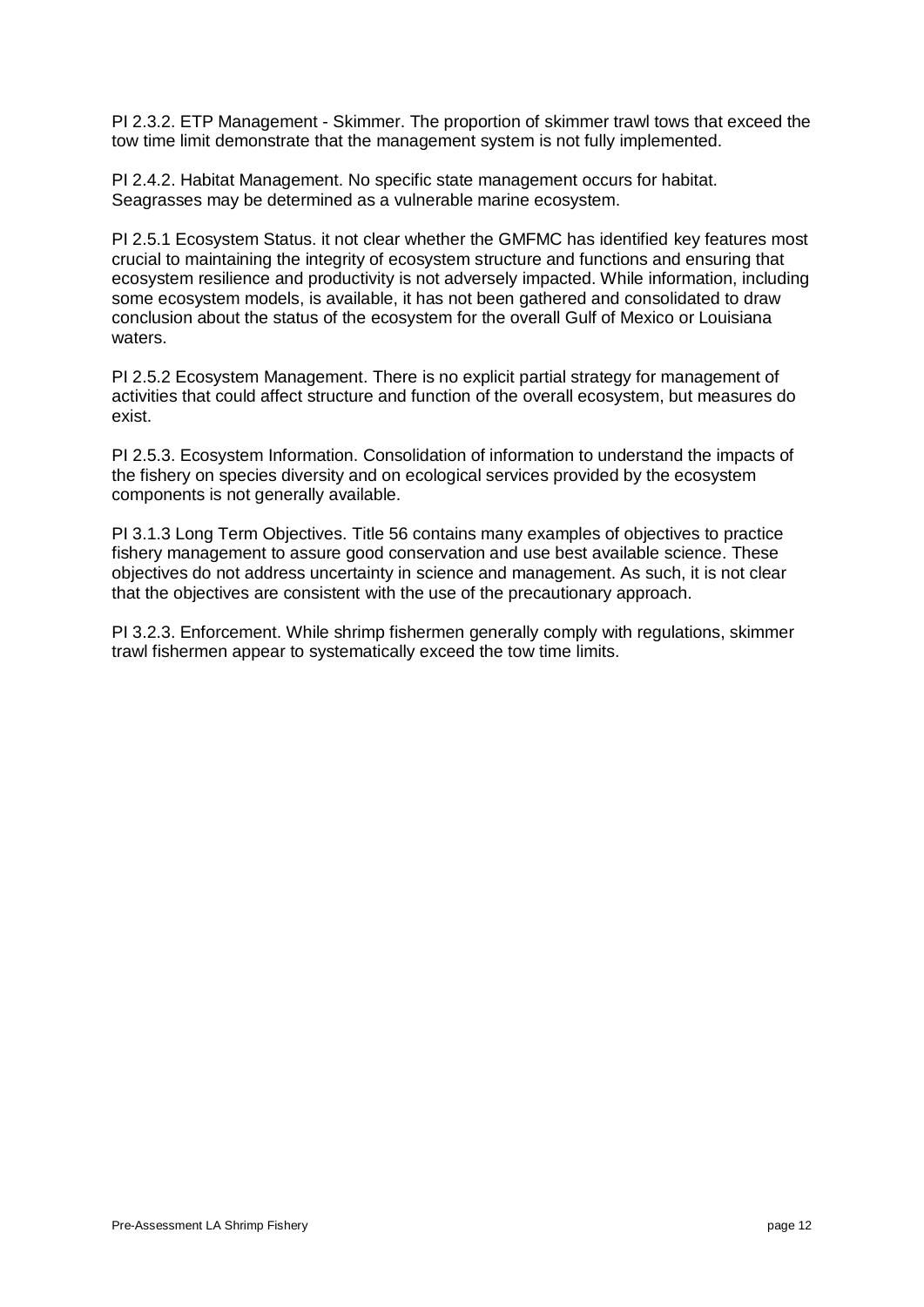PI 2.3.2. ETP Management - Skimmer. The proportion of skimmer trawl tows that exceed the tow time limit demonstrate that the management system is not fully implemented.

PI 2.4.2. Habitat Management. No specific state management occurs for habitat. Seagrasses may be determined as a vulnerable marine ecosystem.

PI 2.5.1 Ecosystem Status. it not clear whether the GMFMC has identified key features most crucial to maintaining the integrity of ecosystem structure and functions and ensuring that ecosystem resilience and productivity is not adversely impacted. While information, including some ecosystem models, is available, it has not been gathered and consolidated to draw conclusion about the status of the ecosystem for the overall Gulf of Mexico or Louisiana waters.

PI 2.5.2 Ecosystem Management. There is no explicit partial strategy for management of activities that could affect structure and function of the overall ecosystem, but measures do exist.

PI 2.5.3. Ecosystem Information. Consolidation of information to understand the impacts of the fishery on species diversity and on ecological services provided by the ecosystem components is not generally available.

PI 3.1.3 Long Term Objectives. Title 56 contains many examples of objectives to practice fishery management to assure good conservation and use best available science. These objectives do not address uncertainty in science and management. As such, it is not clear that the objectives are consistent with the use of the precautionary approach.

PI 3.2.3. Enforcement. While shrimp fishermen generally comply with regulations, skimmer trawl fishermen appear to systematically exceed the tow time limits.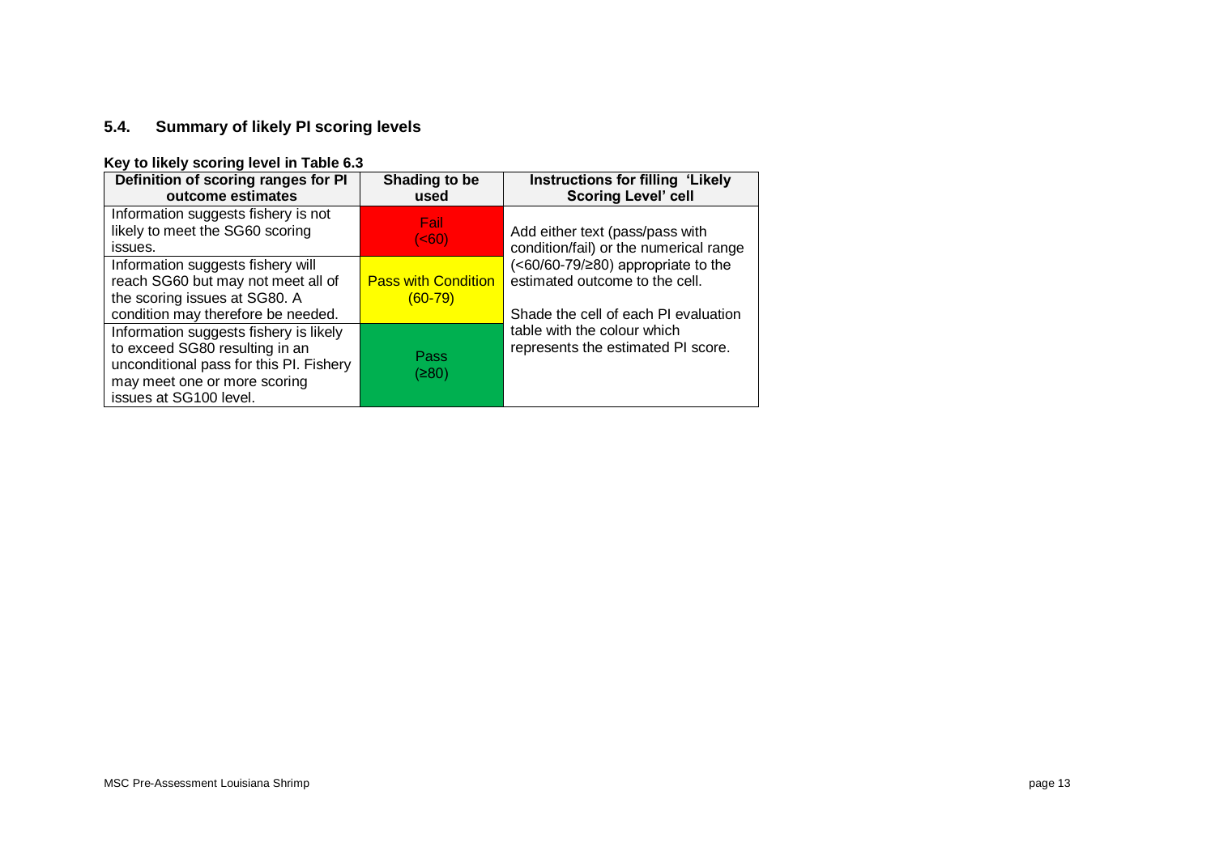## 5.4. Summary of likely PI scoring levels

**Key to likely scoring level in Table 6.3**

| Definition of scoring ranges for PI outcome estimates | Shading to be used | Instructions for filling 'Likely Scoring Level' cell |
|---|---|---|
| Information suggests fishery is not likely to meet the SG60 scoring issues. | Fail (<60) | Add either text (pass/pass with condition/fail) or the numerical range (<60/60-79/≥80) appropriate to the estimated outcome to the cell. Shade the cell of each PI evaluation table with the colour which represents the estimated PI score. |
| Information suggests fishery will reach SG60 but may not meet all of the scoring issues at SG80. A condition may therefore be needed. | Pass with Condition (60-79) | |
| Information suggests fishery is likely to exceed SG80 resulting in an unconditional pass for this PI. Fishery may meet one or more scoring issues at SG100 level. | Pass (≥80) | |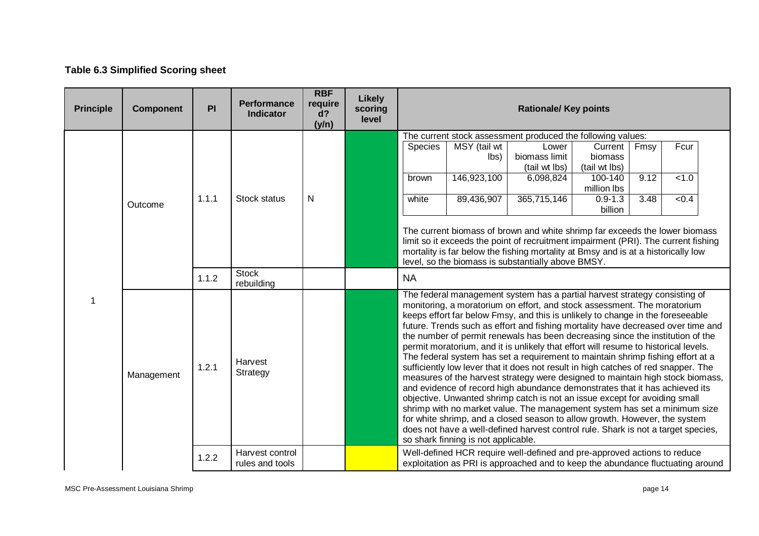**Table 6.3 Simplified Scoring sheet**

| Principle | Component | PI | Performance Indicator | RBF required? (y/n) | Likely scoring level | Rationale/ Key points |
|---|---|---|---|---|---|---|
| 1 | Outcome | 1.1.1 | Stock status | N | | The current stock assessment produced the following values:<br>Species \| MSY (tail wt lbs) \| Lower biomass limit (tail wt lbs) \| Current biomass (tail wt lbs) \| Fmsy \| Fcur<br>brown \| 146,923,100 \| 6,098,824 \| 100-140 million lbs \| 9.12 \| <1.0<br>white \| 89,436,907 \| 365,715,146 \| 0.9-1.3 billion \| 3.48 \| <0.4<br><br>The current biomass of brown and white shrimp far exceeds the lower biomass limit so it exceeds the point of recruitment impairment (PRI). The current fishing mortality is far below the fishing mortality at Bmsy and is at a historically low level, so the biomass is substantially above BMSY. |
| | | 1.1.2 | Stock rebuilding | | | NA |
| | Management | 1.2.1 | Harvest Strategy | | | The federal management system has a partial harvest strategy consisting of monitoring, a moratorium on effort, and stock assessment. The moratorium keeps effort far below Fmsy, and this is unlikely to change in the foreseeable future. Trends such as effort and fishing mortality have decreased over time and the number of permit renewals has been decreasing since the institution of the permit moratorium, and it is unlikely that effort will resume to historical levels. The federal system has set a requirement to maintain shrimp fishing effort at a sufficiently low lever that it does not result in high catches of red snapper. The measures of the harvest strategy were designed to maintain high stock biomass, and evidence of record high abundance demonstrates that it has achieved its objective. Unwanted shrimp catch is not an issue except for avoiding small shrimp with no market value. The management system has set a minimum size for white shrimp, and a closed season to allow growth. However, the system does not have a well-defined harvest control rule. Shark is not a target species, so shark finning is not applicable. |
| | | 1.2.2 | Harvest control rules and tools | | | Well-defined HCR require well-defined and pre-approved actions to reduce exploitation as PRI is approached and to keep the abundance fluctuating around |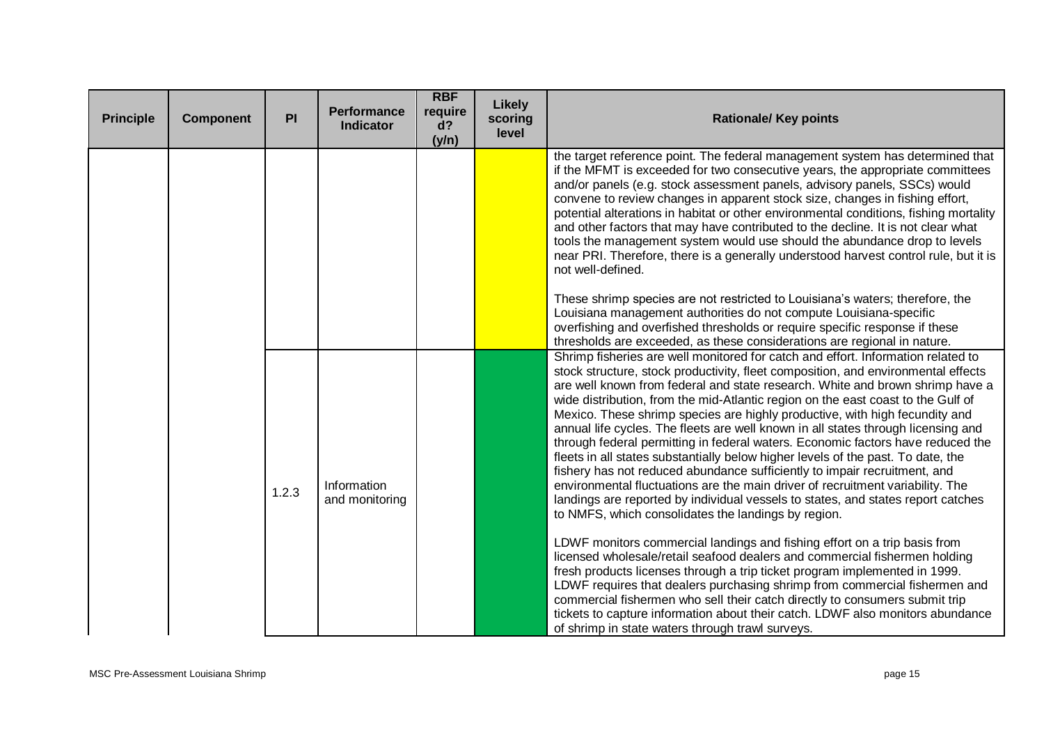| Principle | Component | PI | Performance Indicator | RBF required? (y/n) | Likely scoring level | Rationale/ Key points |
|---|---|---|---|---|---|---|
| | | | | | | the target reference point. The federal management system has determined that if the MFMT is exceeded for two consecutive years, the appropriate committees and/or panels (e.g. stock assessment panels, advisory panels, SSCs) would convene to review changes in apparent stock size, changes in fishing effort, potential alterations in habitat or other environmental conditions, fishing mortality and other factors that may have contributed to the decline. It is not clear what tools the management system would use should the abundance drop to levels near PRI. Therefore, there is a generally understood harvest control rule, but it is not well-defined.<br><br>These shrimp species are not restricted to Louisiana's waters; therefore, the Louisiana management authorities do not compute Louisiana-specific overfishing and overfished thresholds or require specific response if these thresholds are exceeded, as these considerations are regional in nature. |
| | | 1.2.3 | Information and monitoring | | | Shrimp fisheries are well monitored for catch and effort. Information related to stock structure, stock productivity, fleet composition, and environmental effects are well known from federal and state research. White and brown shrimp have a wide distribution, from the mid-Atlantic region on the east coast to the Gulf of Mexico. These shrimp species are highly productive, with high fecundity and annual life cycles. The fleets are well known in all states through licensing and through federal permitting in federal waters. Economic factors have reduced the fleets in all states substantially below higher levels of the past. To date, the fishery has not reduced abundance sufficiently to impair recruitment, and environmental fluctuations are the main driver of recruitment variability. The landings are reported by individual vessels to states, and states report catches to NMFS, which consolidates the landings by region.<br><br>LDWF monitors commercial landings and fishing effort on a trip basis from licensed wholesale/retail seafood dealers and commercial fishermen holding fresh products licenses through a trip ticket program implemented in 1999. LDWF requires that dealers purchasing shrimp from commercial fishermen and commercial fishermen who sell their catch directly to consumers submit trip tickets to capture information about their catch. LDWF also monitors abundance of shrimp in state waters through trawl surveys. |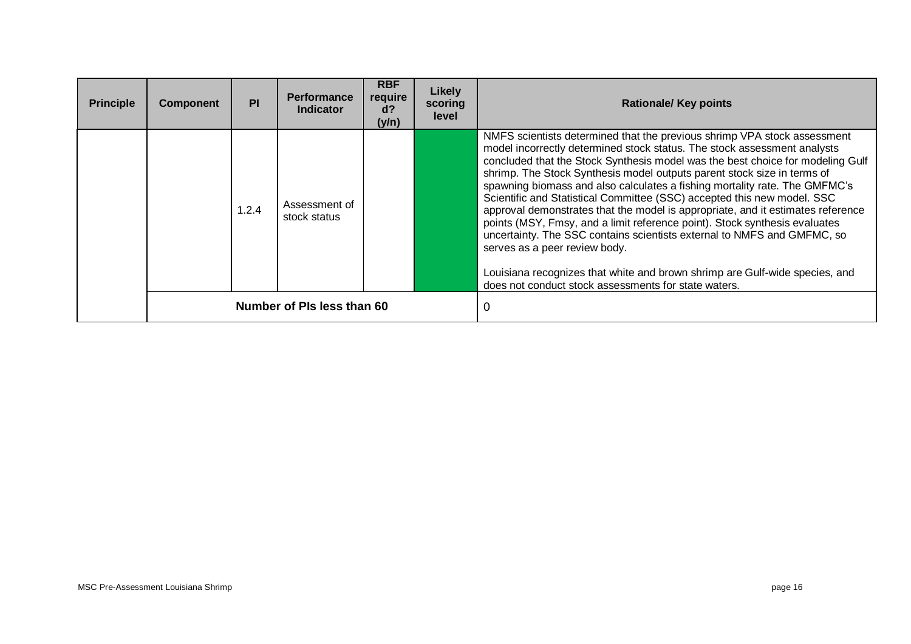| Principle | Component | PI | Performance Indicator | RBF required? (y/n) | Likely scoring level | Rationale/ Key points |
|---|---|---|---|---|---|---|
| | | 1.2.4 | Assessment of stock status | | | NMFS scientists determined that the previous shrimp VPA stock assessment model incorrectly determined stock status. The stock assessment analysts concluded that the Stock Synthesis model was the best choice for modeling Gulf shrimp. The Stock Synthesis model outputs parent stock size in terms of spawning biomass and also calculates a fishing mortality rate. The GMFMC's Scientific and Statistical Committee (SSC) accepted this new model. SSC approval demonstrates that the model is appropriate, and it estimates reference points (MSY, Fmsy, and a limit reference point). Stock synthesis evaluates uncertainty. The SSC contains scientists external to NMFS and GMFMC, so serves as a peer review body.<br><br>Louisiana recognizes that white and brown shrimp are Gulf-wide species, and does not conduct stock assessments for state waters. |
| | Number of PIs less than 60 | | | | | 0 |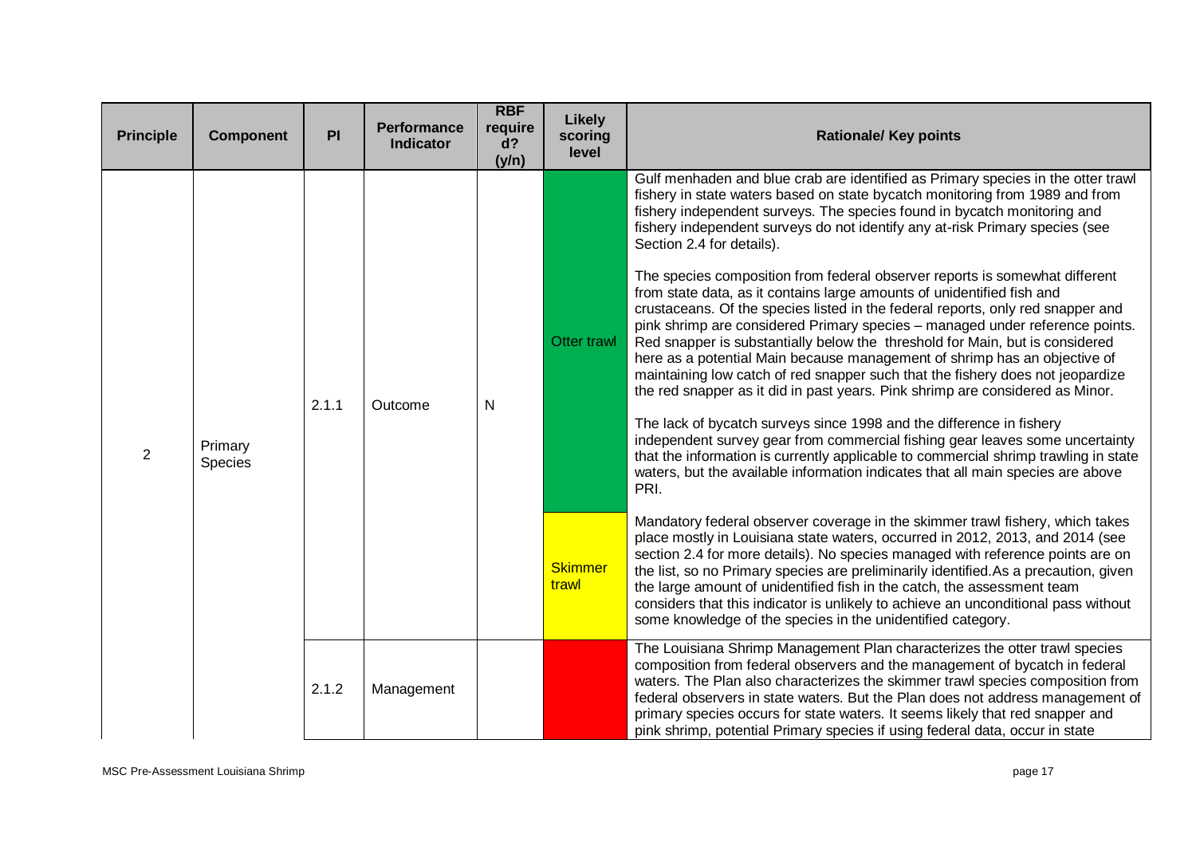| Principle | Component | PI | Performance Indicator | RBF required? (y/n) | Likely scoring level | Rationale/ Key points |
|---|---|---|---|---|---|---|
| 2 | Primary Species | 2.1.1 | Outcome | N | Otter trawl | Gulf menhaden and blue crab are identified as Primary species in the otter trawl fishery in state waters based on state bycatch monitoring from 1989 and from fishery independent surveys. The species found in bycatch monitoring and fishery independent surveys do not identify any at-risk Primary species (see Section 2.4 for details).<br><br>The species composition from federal observer reports is somewhat different from state data, as it contains large amounts of unidentified fish and crustaceans. Of the species listed in the federal reports, only red snapper and pink shrimp are considered Primary species – managed under reference points. Red snapper is substantially below the threshold for Main, but is considered here as a potential Main because management of shrimp has an objective of maintaining low catch of red snapper such that the fishery does not jeopardize the red snapper as it did in past years. Pink shrimp are considered as Minor.<br><br>The lack of bycatch surveys since 1998 and the difference in fishery independent survey gear from commercial fishing gear leaves some uncertainty that the information is currently applicable to commercial shrimp trawling in state waters, but the available information indicates that all main species are above PRI. |
| | | | | | Skimmer trawl | Mandatory federal observer coverage in the skimmer trawl fishery, which takes place mostly in Louisiana state waters, occurred in 2012, 2013, and 2014 (see section 2.4 for more details). No species managed with reference points are on the list, so no Primary species are preliminarily identified.As a precaution, given the large amount of unidentified fish in the catch, the assessment team considers that this indicator is unlikely to achieve an unconditional pass without some knowledge of the species in the unidentified category. |
| | | 2.1.2 | Management | | | The Louisiana Shrimp Management Plan characterizes the otter trawl species composition from federal observers and the management of bycatch in federal waters. The Plan also characterizes the skimmer trawl species composition from federal observers in state waters. But the Plan does not address management of primary species occurs for state waters. It seems likely that red snapper and pink shrimp, potential Primary species if using federal data, occur in state |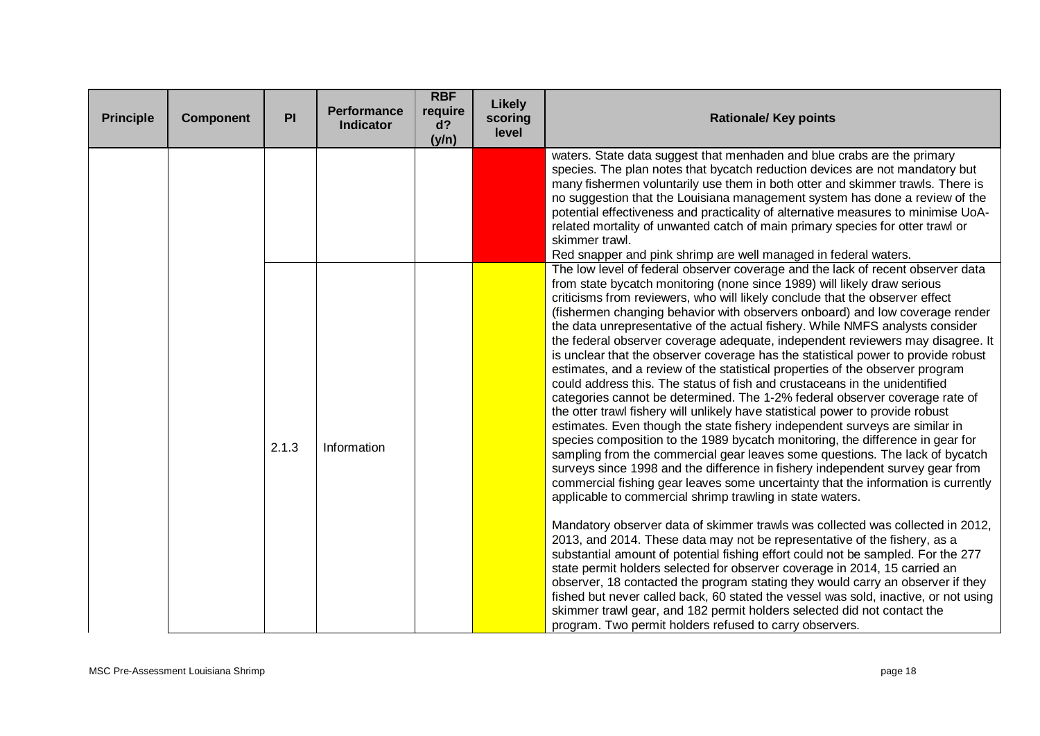| Principle | Component | PI | Performance Indicator | RBF required? (y/n) | Likely scoring level | Rationale/ Key points |
|---|---|---|---|---|---|---|
| | | | | | | waters. State data suggest that menhaden and blue crabs are the primary species. The plan notes that bycatch reduction devices are not mandatory but many fishermen voluntarily use them in both otter and skimmer trawls. There is no suggestion that the Louisiana management system has done a review of the potential effectiveness and practicality of alternative measures to minimise UoA-related mortality of unwanted catch of main primary species for otter trawl or skimmer trawl.<br>Red snapper and pink shrimp are well managed in federal waters. |
| | | 2.1.3 | Information | | | The low level of federal observer coverage and the lack of recent observer data from state bycatch monitoring (none since 1989) will likely draw serious criticisms from reviewers, who will likely conclude that the observer effect (fishermen changing behavior with observers onboard) and low coverage render the data unrepresentative of the actual fishery. While NMFS analysts consider the federal observer coverage adequate, independent reviewers may disagree. It is unclear that the observer coverage has the statistical power to provide robust estimates, and a review of the statistical properties of the observer program could address this. The status of fish and crustaceans in the unidentified categories cannot be determined. The 1-2% federal observer coverage rate of the otter trawl fishery will unlikely have statistical power to provide robust estimates. Even though the state fishery independent surveys are similar in species composition to the 1989 bycatch monitoring, the difference in gear for sampling from the commercial gear leaves some questions. The lack of bycatch surveys since 1998 and the difference in fishery independent survey gear from commercial fishing gear leaves some uncertainty that the information is currently applicable to commercial shrimp trawling in state waters.<br><br>Mandatory observer data of skimmer trawls was collected was collected in 2012, 2013, and 2014. These data may not be representative of the fishery, as a substantial amount of potential fishing effort could not be sampled. For the 277 state permit holders selected for observer coverage in 2014, 15 carried an observer, 18 contacted the program stating they would carry an observer if they fished but never called back, 60 stated the vessel was sold, inactive, or not using skimmer trawl gear, and 182 permit holders selected did not contact the program. Two permit holders refused to carry observers. |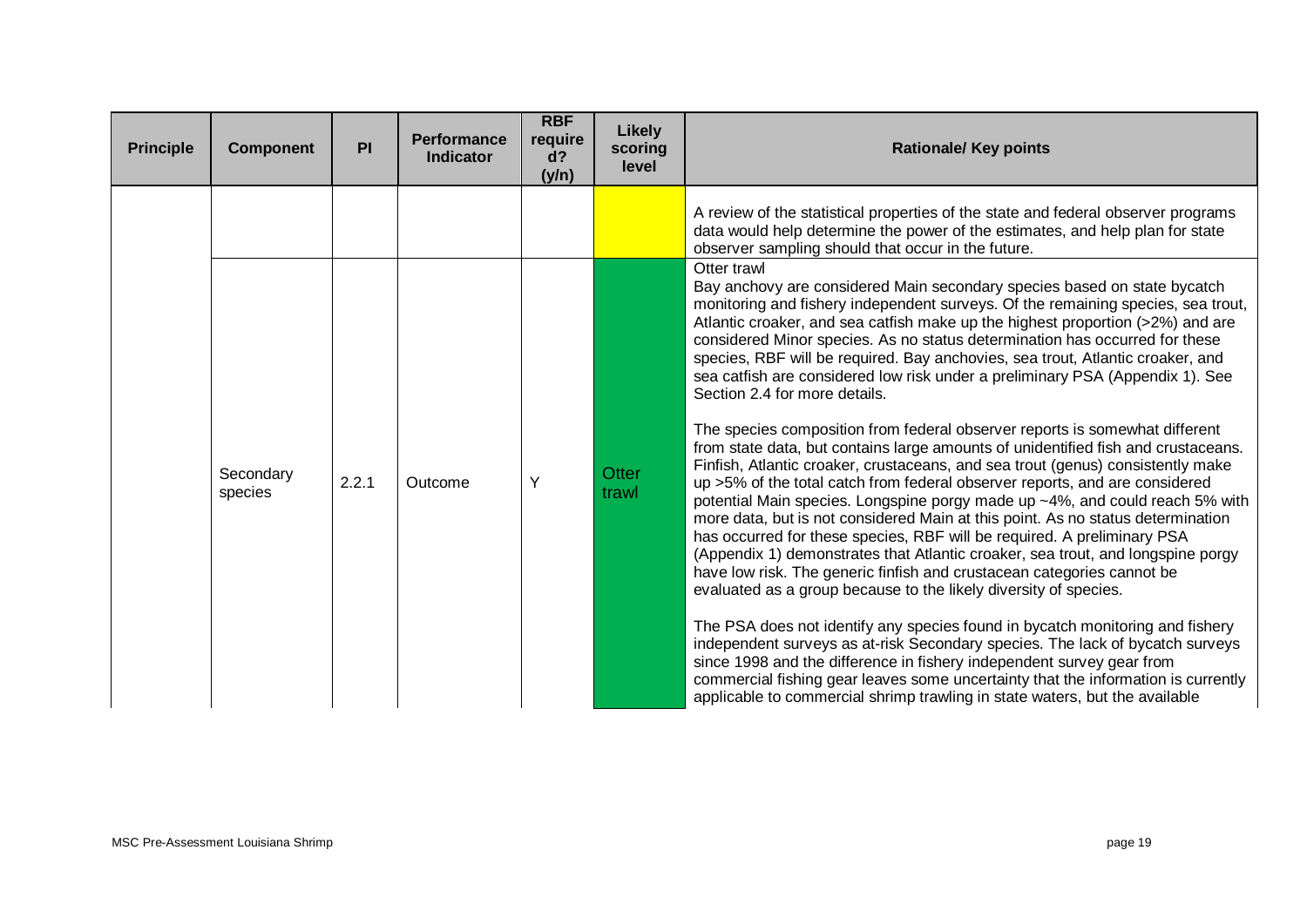| Principle | Component | PI | Performance Indicator | RBF required? (y/n) | Likely scoring level | Rationale/ Key points |
|---|---|---|---|---|---|---|
| | | | | | | A review of the statistical properties of the state and federal observer programs data would help determine the power of the estimates, and help plan for state observer sampling should that occur in the future. |
| | Secondary species | 2.2.1 | Outcome | Y | Otter trawl | Otter trawl<br>Bay anchovy are considered Main secondary species based on state bycatch monitoring and fishery independent surveys. Of the remaining species, sea trout, Atlantic croaker, and sea catfish make up the highest proportion (>2%) and are considered Minor species. As no status determination has occurred for these species, RBF will be required. Bay anchovies, sea trout, Atlantic croaker, and sea catfish are considered low risk under a preliminary PSA (Appendix 1). See Section 2.4 for more details.<br><br>The species composition from federal observer reports is somewhat different from state data, but contains large amounts of unidentified fish and crustaceans. Finfish, Atlantic croaker, crustaceans, and sea trout (genus) consistently make up >5% of the total catch from federal observer reports, and are considered potential Main species. Longspine porgy made up ~4%, and could reach 5% with more data, but is not considered Main at this point. As no status determination has occurred for these species, RBF will be required. A preliminary PSA (Appendix 1) demonstrates that Atlantic croaker, sea trout, and longspine porgy have low risk. The generic finfish and crustacean categories cannot be evaluated as a group because to the likely diversity of species.<br><br>The PSA does not identify any species found in bycatch monitoring and fishery independent surveys as at-risk Secondary species. The lack of bycatch surveys since 1998 and the difference in fishery independent survey gear from commercial fishing gear leaves some uncertainty that the information is currently applicable to commercial shrimp trawling in state waters, but the available |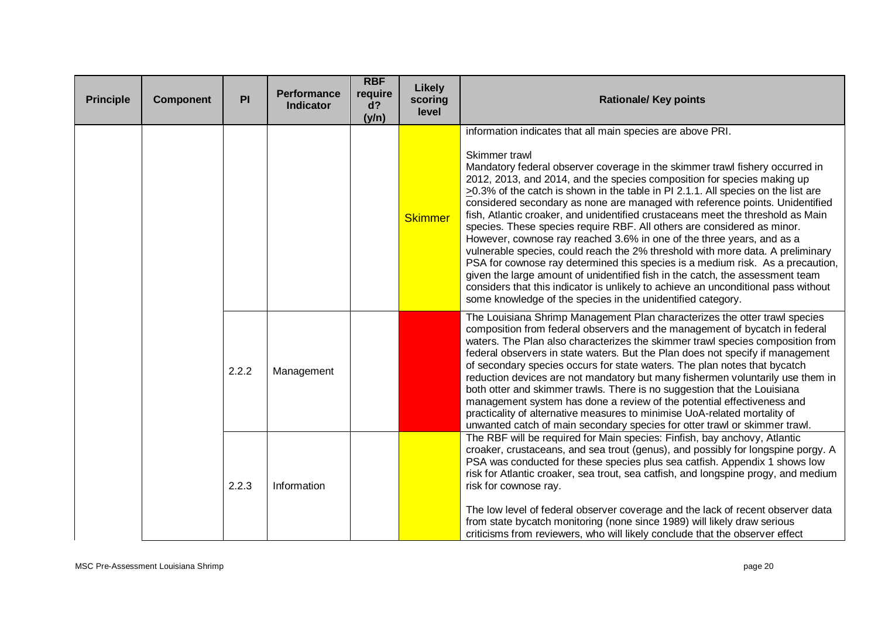| Principle | Component | PI | Performance Indicator | RBF required? (y/n) | Likely scoring level | Rationale/ Key points |
|---|---|---|---|---|---|---|
| | | | | | Skimmer | information indicates that all main species are above PRI.<br><br>Skimmer trawl<br>Mandatory federal observer coverage in the skimmer trawl fishery occurred in 2012, 2013, and 2014, and the species composition for species making up >0.3% of the catch is shown in the table in PI 2.1.1. All species on the list are considered secondary as none are managed with reference points. Unidentified fish, Atlantic croaker, and unidentified crustaceans meet the threshold as Main species. These species require RBF. All others are considered as minor. However, cownose ray reached 3.6% in one of the three years, and as a vulnerable species, could reach the 2% threshold with more data. A preliminary PSA for cownose ray determined this species is a medium risk. As a precaution, given the large amount of unidentified fish in the catch, the assessment team considers that this indicator is unlikely to achieve an unconditional pass without some knowledge of the species in the unidentified category. |
| | | 2.2.2 | Management | | | The Louisiana Shrimp Management Plan characterizes the otter trawl species composition from federal observers and the management of bycatch in federal waters. The Plan also characterizes the skimmer trawl species composition from federal observers in state waters. But the Plan does not specify if management of secondary species occurs for state waters. The plan notes that bycatch reduction devices are not mandatory but many fishermen voluntarily use them in both otter and skimmer trawls. There is no suggestion that the Louisiana management system has done a review of the potential effectiveness and practicality of alternative measures to minimise UoA-related mortality of unwanted catch of main secondary species for otter trawl or skimmer trawl. |
| | | 2.2.3 | Information | | | The RBF will be required for Main species: Finfish, bay anchovy, Atlantic croaker, crustaceans, and sea trout (genus), and possibly for longspine porgy. A PSA was conducted for these species plus sea catfish. Appendix 1 shows low risk for Atlantic croaker, sea trout, sea catfish, and longspine progy, and medium risk for cownose ray.<br><br>The low level of federal observer coverage and the lack of recent observer data from state bycatch monitoring (none since 1989) will likely draw serious criticisms from reviewers, who will likely conclude that the observer effect |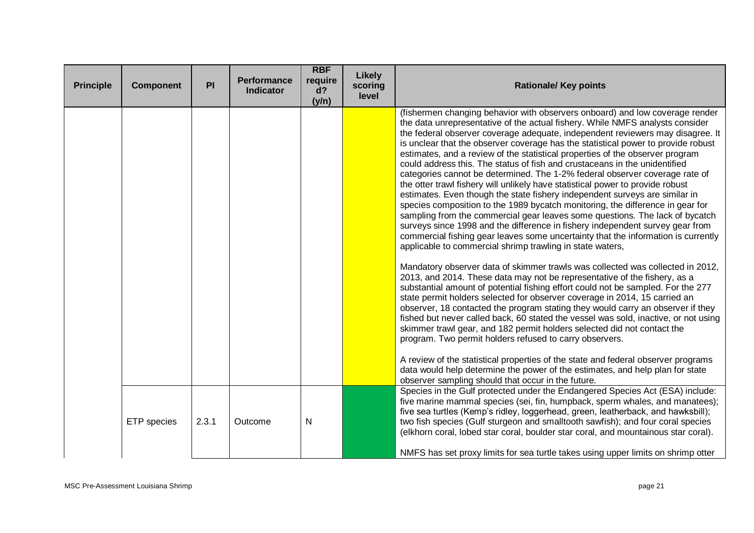| Principle | Component | PI | Performance Indicator | RBF required? (y/n) | Likely scoring level | Rationale/ Key points |
|---|---|---|---|---|---|---|
| | | | | | | (fishermen changing behavior with observers onboard) and low coverage render the data unrepresentative of the actual fishery. While NMFS analysts consider the federal observer coverage adequate, independent reviewers may disagree. It is unclear that the observer coverage has the statistical power to provide robust estimates, and a review of the statistical properties of the observer program could address this. The status of fish and crustaceans in the unidentified categories cannot be determined. The 1-2% federal observer coverage rate of the otter trawl fishery will unlikely have statistical power to provide robust estimates. Even though the state fishery independent surveys are similar in species composition to the 1989 bycatch monitoring, the difference in gear for sampling from the commercial gear leaves some questions. The lack of bycatch surveys since 1998 and the difference in fishery independent survey gear from commercial fishing gear leaves some uncertainty that the information is currently applicable to commercial shrimp trawling in state waters,<br><br>Mandatory observer data of skimmer trawls was collected was collected in 2012, 2013, and 2014. These data may not be representative of the fishery, as a substantial amount of potential fishing effort could not be sampled. For the 277 state permit holders selected for observer coverage in 2014, 15 carried an observer, 18 contacted the program stating they would carry an observer if they fished but never called back, 60 stated the vessel was sold, inactive, or not using skimmer trawl gear, and 182 permit holders selected did not contact the program. Two permit holders refused to carry observers.<br><br>A review of the statistical properties of the state and federal observer programs data would help determine the power of the estimates, and help plan for state observer sampling should that occur in the future. |
| | ETP species | 2.3.1 | Outcome | N | | Species in the Gulf protected under the Endangered Species Act (ESA) include: five marine mammal species (sei, fin, humpback, sperm whales, and manatees); five sea turtles (Kemp's ridley, loggerhead, green, leatherback, and hawksbill); two fish species (Gulf sturgeon and smalltooth sawfish); and four coral species (elkhorn coral, lobed star coral, boulder star coral, and mountainous star coral).<br><br>NMFS has set proxy limits for sea turtle takes using upper limits on shrimp otter |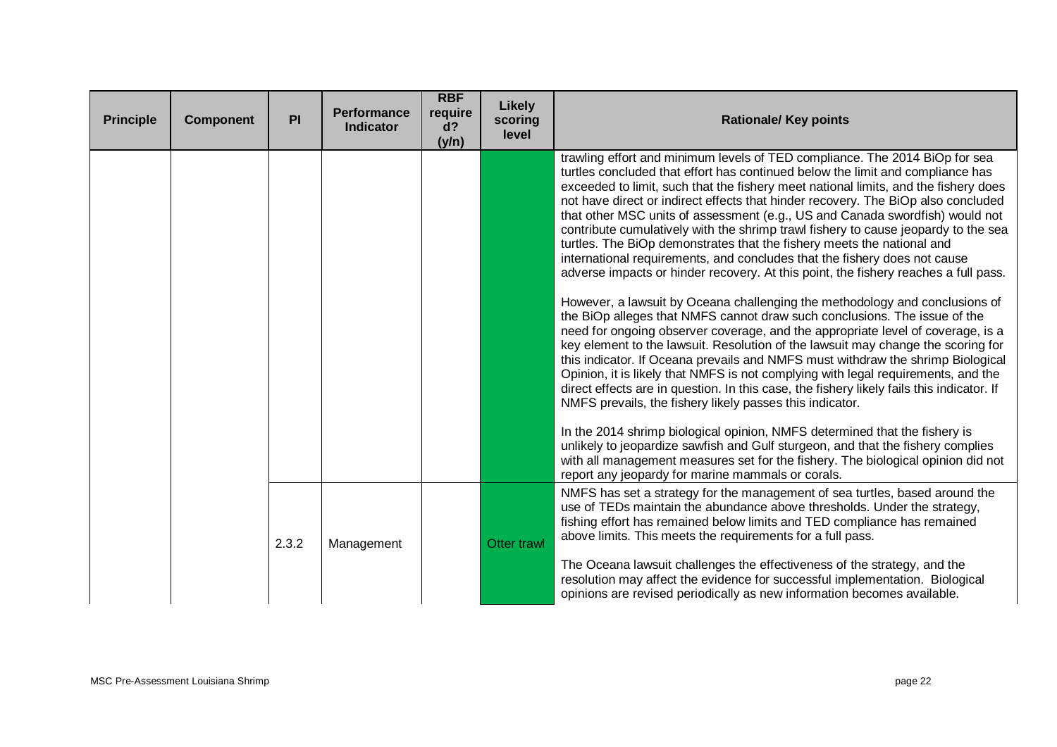| Principle | Component | PI | Performance Indicator | RBF required? (y/n) | Likely scoring level | Rationale/ Key points |
|---|---|---|---|---|---|---|
| | | | | | | trawling effort and minimum levels of TED compliance. The 2014 BiOp for sea turtles concluded that effort has continued below the limit and compliance has exceeded to limit, such that the fishery meet national limits, and the fishery does not have direct or indirect effects that hinder recovery. The BiOp also concluded that other MSC units of assessment (e.g., US and Canada swordfish) would not contribute cumulatively with the shrimp trawl fishery to cause jeopardy to the sea turtles. The BiOp demonstrates that the fishery meets the national and international requirements, and concludes that the fishery does not cause adverse impacts or hinder recovery. At this point, the fishery reaches a full pass.<br><br>However, a lawsuit by Oceana challenging the methodology and conclusions of the BiOp alleges that NMFS cannot draw such conclusions. The issue of the need for ongoing observer coverage, and the appropriate level of coverage, is a key element to the lawsuit. Resolution of the lawsuit may change the scoring for this indicator. If Oceana prevails and NMFS must withdraw the shrimp Biological Opinion, it is likely that NMFS is not complying with legal requirements, and the direct effects are in question. In this case, the fishery likely fails this indicator. If NMFS prevails, the fishery likely passes this indicator.<br><br>In the 2014 shrimp biological opinion, NMFS determined that the fishery is unlikely to jeopardize sawfish and Gulf sturgeon, and that the fishery complies with all management measures set for the fishery. The biological opinion did not report any jeopardy for marine mammals or corals. |
| | | 2.3.2 | Management | | Otter trawl | NMFS has set a strategy for the management of sea turtles, based around the use of TEDs maintain the abundance above thresholds. Under the strategy, fishing effort has remained below limits and TED compliance has remained above limits. This meets the requirements for a full pass.<br><br>The Oceana lawsuit challenges the effectiveness of the strategy, and the resolution may affect the evidence for successful implementation. Biological opinions are revised periodically as new information becomes available. |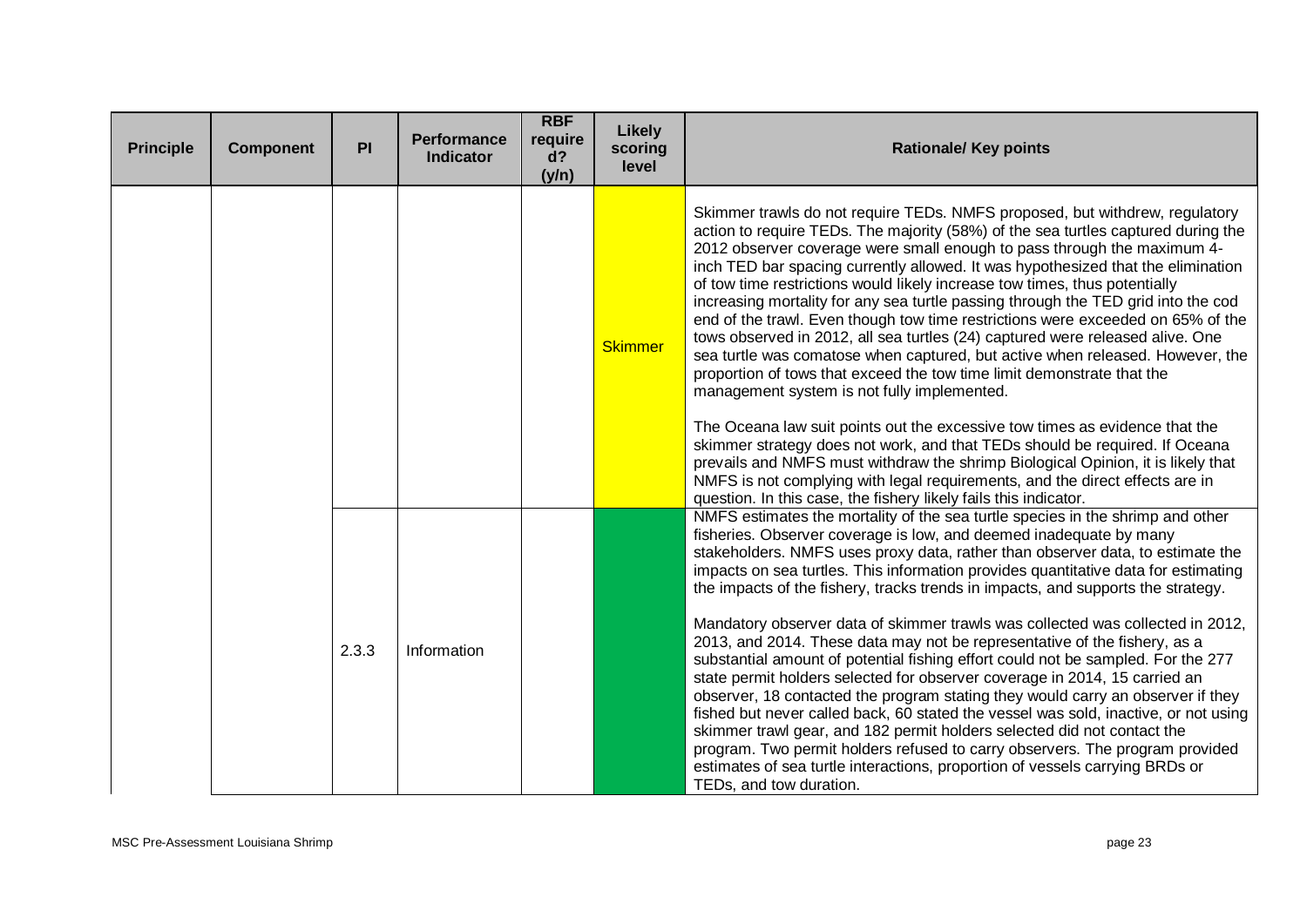| Principle | Component | PI | Performance Indicator | RBF required? (y/n) | Likely scoring level | Rationale/ Key points |
|---|---|---|---|---|---|---|
| | | | | | Skimmer | Skimmer trawls do not require TEDs. NMFS proposed, but withdrew, regulatory action to require TEDs. The majority (58%) of the sea turtles captured during the 2012 observer coverage were small enough to pass through the maximum 4-inch TED bar spacing currently allowed. It was hypothesized that the elimination of tow time restrictions would likely increase tow times, thus potentially increasing mortality for any sea turtle passing through the TED grid into the cod end of the trawl. Even though tow time restrictions were exceeded on 65% of the tows observed in 2012, all sea turtles (24) captured were released alive. One sea turtle was comatose when captured, but active when released. However, the proportion of tows that exceed the tow time limit demonstrate that the management system is not fully implemented.<br><br>The Oceana law suit points out the excessive tow times as evidence that the skimmer strategy does not work, and that TEDs should be required. If Oceana prevails and NMFS must withdraw the shrimp Biological Opinion, it is likely that NMFS is not complying with legal requirements, and the direct effects are in question. In this case, the fishery likely fails this indicator. |
| | | 2.3.3 | Information | | | NMFS estimates the mortality of the sea turtle species in the shrimp and other fisheries. Observer coverage is low, and deemed inadequate by many stakeholders. NMFS uses proxy data, rather than observer data, to estimate the impacts on sea turtles. This information provides quantitative data for estimating the impacts of the fishery, tracks trends in impacts, and supports the strategy.<br><br>Mandatory observer data of skimmer trawls was collected was collected in 2012, 2013, and 2014. These data may not be representative of the fishery, as a substantial amount of potential fishing effort could not be sampled. For the 277 state permit holders selected for observer coverage in 2014, 15 carried an observer, 18 contacted the program stating they would carry an observer if they fished but never called back, 60 stated the vessel was sold, inactive, or not using skimmer trawl gear, and 182 permit holders selected did not contact the program. Two permit holders refused to carry observers. The program provided estimates of sea turtle interactions, proportion of vessels carrying BRDs or TEDs, and tow duration. |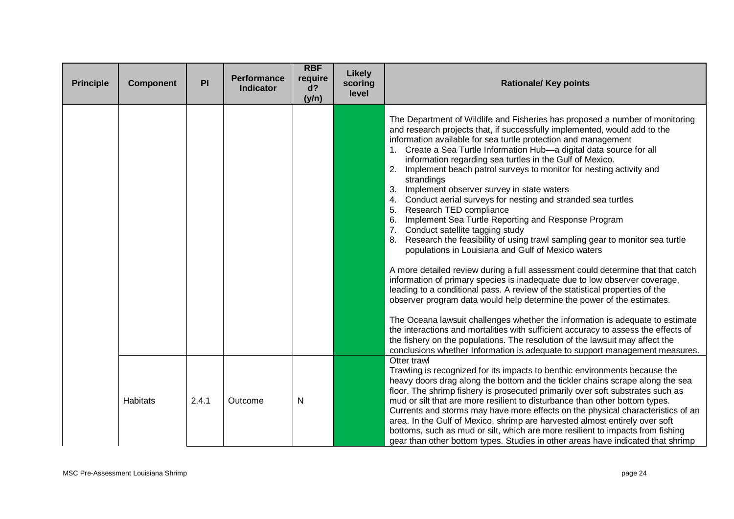| Principle | Component | PI | Performance Indicator | RBF required? (y/n) | Likely scoring level | Rationale/ Key points |
|---|---|---|---|---|---|---|
| | | | | | | The Department of Wildlife and Fisheries has proposed a number of monitoring and research projects that, if successfully implemented, would add to the information available for sea turtle protection and management<br>1. Create a Sea Turtle Information Hub—a digital data source for all information regarding sea turtles in the Gulf of Mexico.<br>2. Implement beach patrol surveys to monitor for nesting activity and strandings<br>3. Implement observer survey in state waters<br>4. Conduct aerial surveys for nesting and stranded sea turtles<br>5. Research TED compliance<br>6. Implement Sea Turtle Reporting and Response Program<br>7. Conduct satellite tagging study<br>8. Research the feasibility of using trawl sampling gear to monitor sea turtle populations in Louisiana and Gulf of Mexico waters<br><br>A more detailed review during a full assessment could determine that that catch information of primary species is inadequate due to low observer coverage, leading to a conditional pass. A review of the statistical properties of the observer program data would help determine the power of the estimates.<br><br>The Oceana lawsuit challenges whether the information is adequate to estimate the interactions and mortalities with sufficient accuracy to assess the effects of the fishery on the populations. The resolution of the lawsuit may affect the conclusions whether Information is adequate to support management measures. |
| | Habitats | 2.4.1 | Outcome | N | | Otter trawl<br>Trawling is recognized for its impacts to benthic environments because the heavy doors drag along the bottom and the tickler chains scrape along the sea floor. The shrimp fishery is prosecuted primarily over soft substrates such as mud or silt that are more resilient to disturbance than other bottom types. Currents and storms may have more effects on the physical characteristics of an area. In the Gulf of Mexico, shrimp are harvested almost entirely over soft bottoms, such as mud or silt, which are more resilient to impacts from fishing gear than other bottom types. Studies in other areas have indicated that shrimp |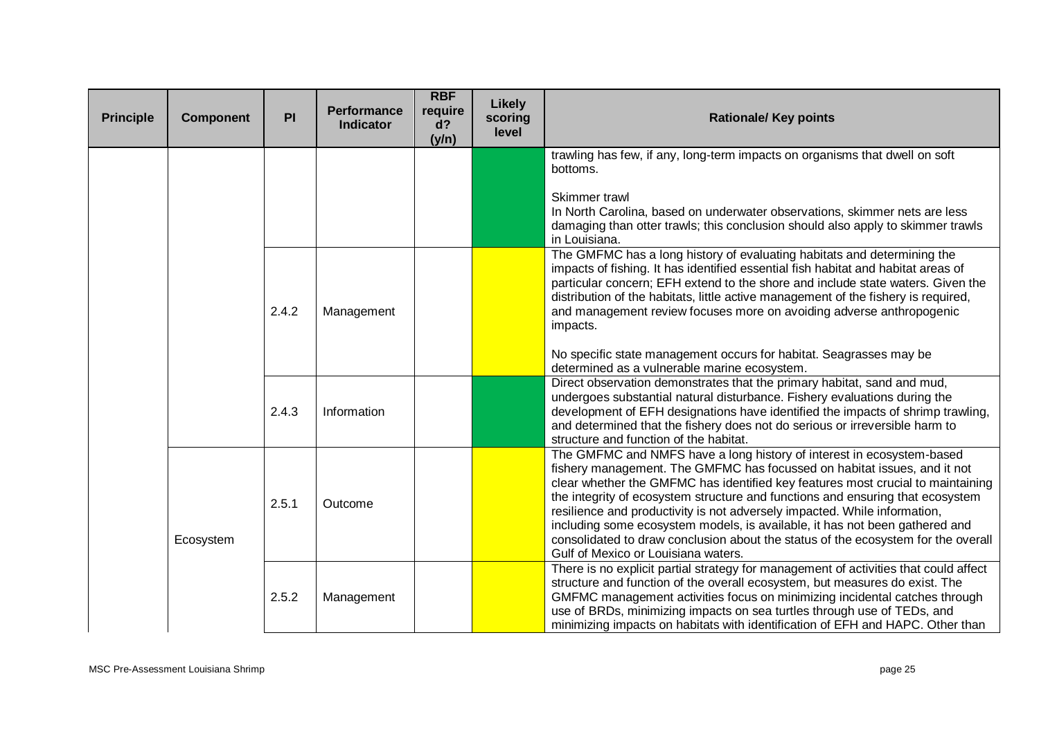| Principle | Component | PI | Performance Indicator | RBF required? (y/n) | Likely scoring level | Rationale/ Key points |
|---|---|---|---|---|---|---|
| | | | | | | trawling has few, if any, long-term impacts on organisms that dwell on soft bottoms.<br><br>Skimmer trawl<br>In North Carolina, based on underwater observations, skimmer nets are less damaging than otter trawls; this conclusion should also apply to skimmer trawls in Louisiana. |
| | | 2.4.2 | Management | | | The GMFMC has a long history of evaluating habitats and determining the impacts of fishing. It has identified essential fish habitat and habitat areas of particular concern; EFH extend to the shore and include state waters. Given the distribution of the habitats, little active management of the fishery is required, and management review focuses more on avoiding adverse anthropogenic impacts.<br><br>No specific state management occurs for habitat. Seagrasses may be determined as a vulnerable marine ecosystem. |
| | | 2.4.3 | Information | | | Direct observation demonstrates that the primary habitat, sand and mud, undergoes substantial natural disturbance. Fishery evaluations during the development of EFH designations have identified the impacts of shrimp trawling, and determined that the fishery does not do serious or irreversible harm to structure and function of the habitat. |
| | Ecosystem | 2.5.1 | Outcome | | | The GMFMC and NMFS have a long history of interest in ecosystem-based fishery management. The GMFMC has focussed on habitat issues, and it not clear whether the GMFMC has identified key features most crucial to maintaining the integrity of ecosystem structure and functions and ensuring that ecosystem resilience and productivity is not adversely impacted. While information, including some ecosystem models, is available, it has not been gathered and consolidated to draw conclusion about the status of the ecosystem for the overall Gulf of Mexico or Louisiana waters. |
| | | 2.5.2 | Management | | | There is no explicit partial strategy for management of activities that could affect structure and function of the overall ecosystem, but measures do exist. The GMFMC management activities focus on minimizing incidental catches through use of BRDs, minimizing impacts on sea turtles through use of TEDs, and minimizing impacts on habitats with identification of EFH and HAPC. Other than |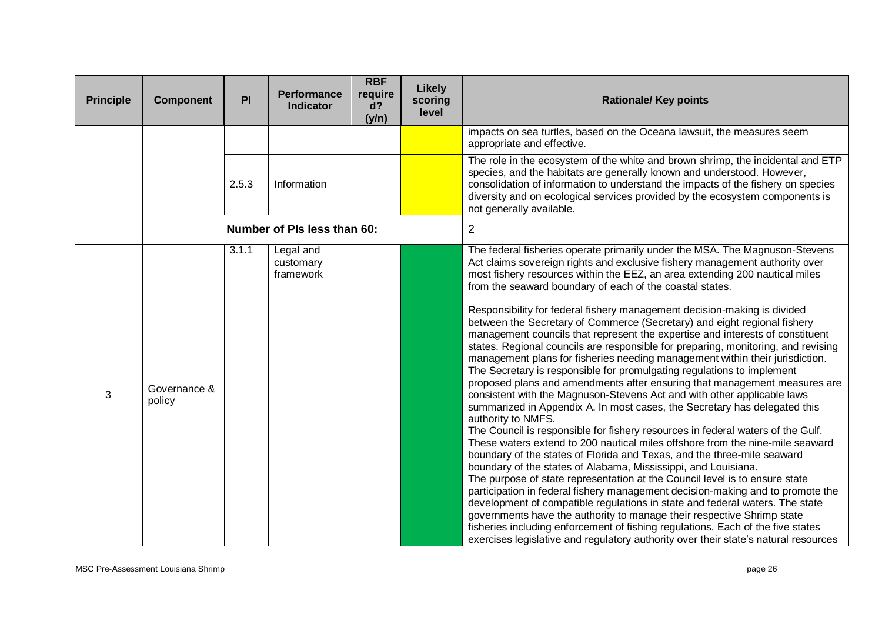| Principle | Component | PI | Performance Indicator | RBF required? (y/n) | Likely scoring level | Rationale/ Key points |
|---|---|---|---|---|---|---|
| | | | | | | impacts on sea turtles, based on the Oceana lawsuit, the measures seem appropriate and effective. |
| | | 2.5.3 | Information | | | The role in the ecosystem of the white and brown shrimp, the incidental and ETP species, and the habitats are generally known and understood. However, consolidation of information to understand the impacts of the fishery on species diversity and on ecological services provided by the ecosystem components is not generally available. |
| | Number of PIs less than 60: | | | | | 2 |
| 3 | Governance & policy | 3.1.1 | Legal and customary framework | | | The federal fisheries operate primarily under the MSA. The Magnuson-Stevens Act claims sovereign rights and exclusive fishery management authority over most fishery resources within the EEZ, an area extending 200 nautical miles from the seaward boundary of each of the coastal states.<br><br>Responsibility for federal fishery management decision-making is divided between the Secretary of Commerce (Secretary) and eight regional fishery management councils that represent the expertise and interests of constituent states. Regional councils are responsible for preparing, monitoring, and revising management plans for fisheries needing management within their jurisdiction. The Secretary is responsible for promulgating regulations to implement proposed plans and amendments after ensuring that management measures are consistent with the Magnuson-Stevens Act and with other applicable laws summarized in Appendix A. In most cases, the Secretary has delegated this authority to NMFS.<br>The Council is responsible for fishery resources in federal waters of the Gulf. These waters extend to 200 nautical miles offshore from the nine-mile seaward boundary of the states of Florida and Texas, and the three-mile seaward boundary of the states of Alabama, Mississippi, and Louisiana.<br>The purpose of state representation at the Council level is to ensure state participation in federal fishery management decision-making and to promote the development of compatible regulations in state and federal waters. The state governments have the authority to manage their respective Shrimp state fisheries including enforcement of fishing regulations. Each of the five states exercises legislative and regulatory authority over their state's natural resources |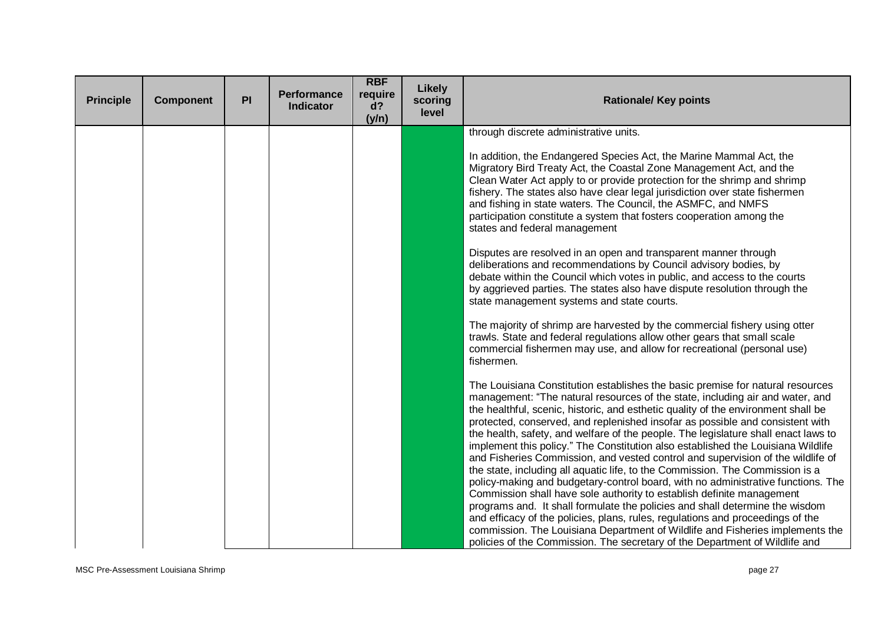| Principle | Component | PI | Performance Indicator | RBF required? (y/n) | Likely scoring level | Rationale/ Key points |
|---|---|---|---|---|---|---|
| | | | | | | through discrete administrative units.<br><br>In addition, the Endangered Species Act, the Marine Mammal Act, the Migratory Bird Treaty Act, the Coastal Zone Management Act, and the Clean Water Act apply to or provide protection for the shrimp and shrimp fishery. The states also have clear legal jurisdiction over state fishermen and fishing in state waters. The Council, the ASMFC, and NMFS participation constitute a system that fosters cooperation among the states and federal management<br><br>Disputes are resolved in an open and transparent manner through deliberations and recommendations by Council advisory bodies, by debate within the Council which votes in public, and access to the courts by aggrieved parties. The states also have dispute resolution through the state management systems and state courts.<br><br>The majority of shrimp are harvested by the commercial fishery using otter trawls. State and federal regulations allow other gears that small scale commercial fishermen may use, and allow for recreational (personal use) fishermen.<br><br>The Louisiana Constitution establishes the basic premise for natural resources management: "The natural resources of the state, including air and water, and the healthful, scenic, historic, and esthetic quality of the environment shall be protected, conserved, and replenished insofar as possible and consistent with the health, safety, and welfare of the people. The legislature shall enact laws to implement this policy." The Constitution also established the Louisiana Wildlife and Fisheries Commission, and vested control and supervision of the wildlife of the state, including all aquatic life, to the Commission. The Commission is a policy-making and budgetary-control board, with no administrative functions. The Commission shall have sole authority to establish definite management programs and. It shall formulate the policies and shall determine the wisdom and efficacy of the policies, plans, rules, regulations and proceedings of the commission. The Louisiana Department of Wildlife and Fisheries implements the policies of the Commission. The secretary of the Department of Wildlife and |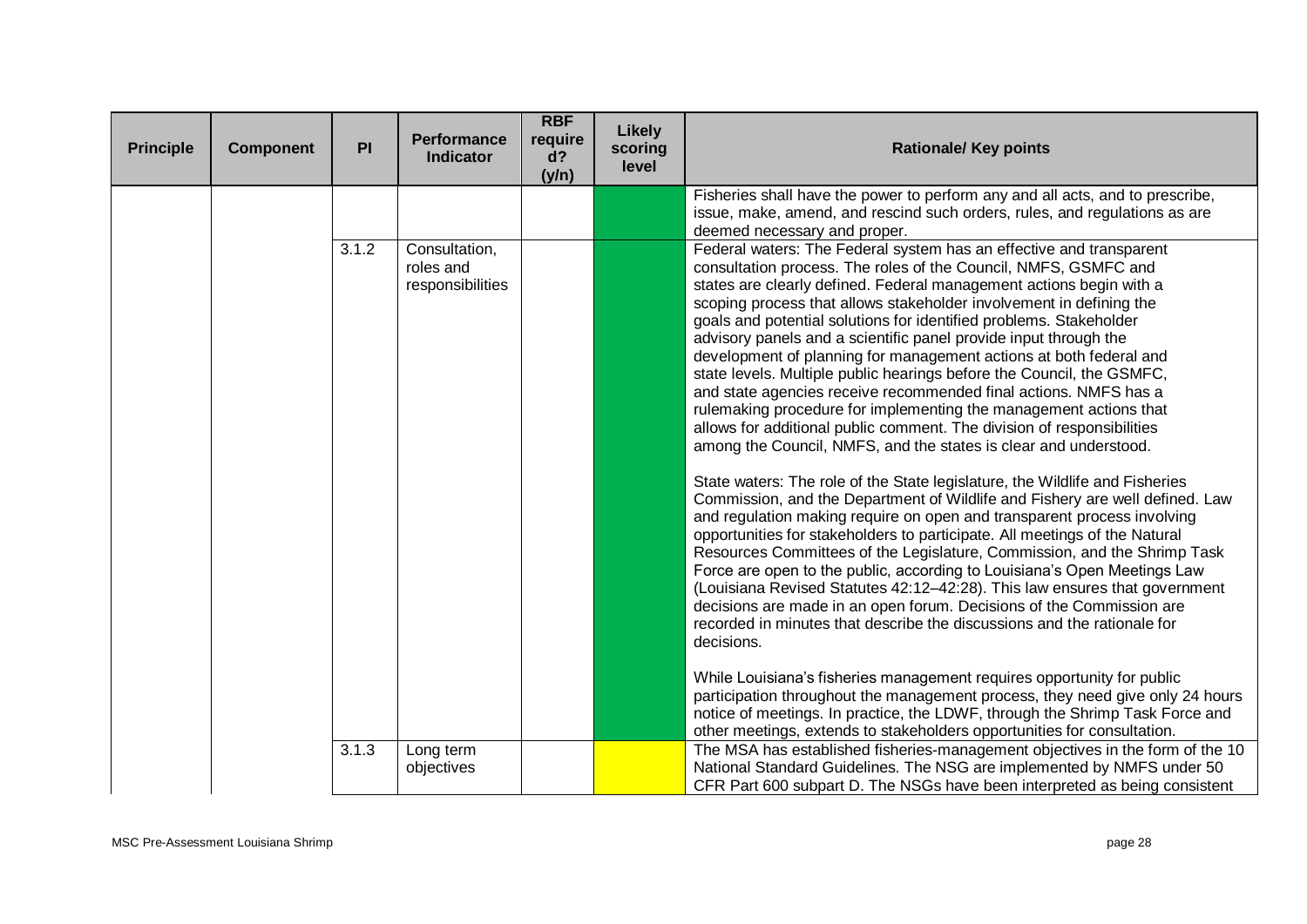| Principle | Component | PI | Performance Indicator | RBF required? (y/n) | Likely scoring level | Rationale/ Key points |
|---|---|---|---|---|---|---|
| | | | | | | Fisheries shall have the power to perform any and all acts, and to prescribe, issue, make, amend, and rescind such orders, rules, and regulations as are deemed necessary and proper. |
| | | 3.1.2 | Consultation, roles and responsibilities | | | Federal waters: The Federal system has an effective and transparent consultation process. The roles of the Council, NMFS, GSMFC and states are clearly defined. Federal management actions begin with a scoping process that allows stakeholder involvement in defining the goals and potential solutions for identified problems. Stakeholder advisory panels and a scientific panel provide input through the development of planning for management actions at both federal and state levels. Multiple public hearings before the Council, the GSMFC, and state agencies receive recommended final actions. NMFS has a rulemaking procedure for implementing the management actions that allows for additional public comment. The division of responsibilities among the Council, NMFS, and the states is clear and understood.<br><br>State waters: The role of the State legislature, the Wildlife and Fisheries Commission, and the Department of Wildlife and Fishery are well defined. Law and regulation making require on open and transparent process involving opportunities for stakeholders to participate. All meetings of the Natural Resources Committees of the Legislature, Commission, and the Shrimp Task Force are open to the public, according to Louisiana's Open Meetings Law (Louisiana Revised Statutes 42:12–42:28). This law ensures that government decisions are made in an open forum. Decisions of the Commission are recorded in minutes that describe the discussions and the rationale for decisions.<br><br>While Louisiana's fisheries management requires opportunity for public participation throughout the management process, they need give only 24 hours notice of meetings. In practice, the LDWF, through the Shrimp Task Force and other meetings, extends to stakeholders opportunities for consultation. |
| | | 3.1.3 | Long term objectives | | | The MSA has established fisheries-management objectives in the form of the 10 National Standard Guidelines. The NSG are implemented by NMFS under 50 CFR Part 600 subpart D. The NSGs have been interpreted as being consistent |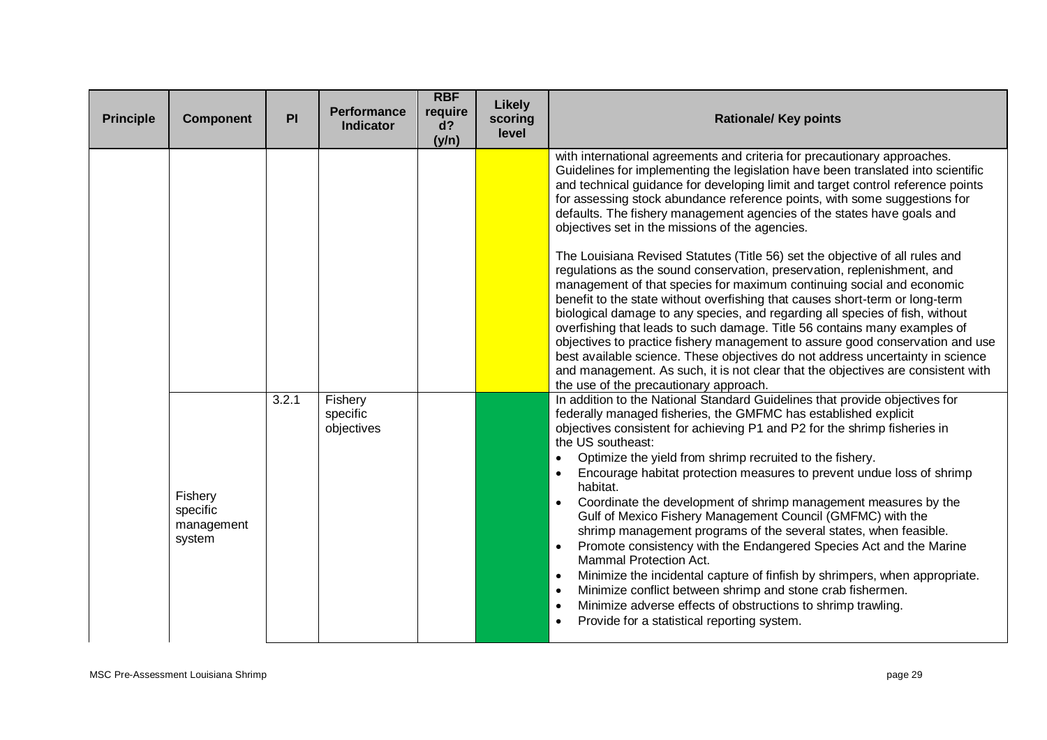| Principle | Component | PI | Performance Indicator | RBF required? (y/n) | Likely scoring level | Rationale/ Key points |
|---|---|---|---|---|---|---|
| | | | | | | with international agreements and criteria for precautionary approaches. Guidelines for implementing the legislation have been translated into scientific and technical guidance for developing limit and target control reference points for assessing stock abundance reference points, with some suggestions for defaults. The fishery management agencies of the states have goals and objectives set in the missions of the agencies.<br><br>The Louisiana Revised Statutes (Title 56) set the objective of all rules and regulations as the sound conservation, preservation, replenishment, and management of that species for maximum continuing social and economic benefit to the state without overfishing that causes short-term or long-term biological damage to any species, and regarding all species of fish, without overfishing that leads to such damage. Title 56 contains many examples of objectives to practice fishery management to assure good conservation and use best available science. These objectives do not address uncertainty in science and management. As such, it is not clear that the objectives are consistent with the use of the precautionary approach. |
| | Fishery specific management system | 3.2.1 | Fishery specific objectives | | | In addition to the National Standard Guidelines that provide objectives for federally managed fisheries, the GMFMC has established explicit objectives consistent for achieving P1 and P2 for the shrimp fisheries in the US southeast:<br>• Optimize the yield from shrimp recruited to the fishery.<br>• Encourage habitat protection measures to prevent undue loss of shrimp habitat.<br>• Coordinate the development of shrimp management measures by the Gulf of Mexico Fishery Management Council (GMFMC) with the shrimp management programs of the several states, when feasible.<br>• Promote consistency with the Endangered Species Act and the Marine Mammal Protection Act.<br>• Minimize the incidental capture of finfish by shrimpers, when appropriate.<br>• Minimize conflict between shrimp and stone crab fishermen.<br>• Minimize adverse effects of obstructions to shrimp trawling.<br>• Provide for a statistical reporting system. |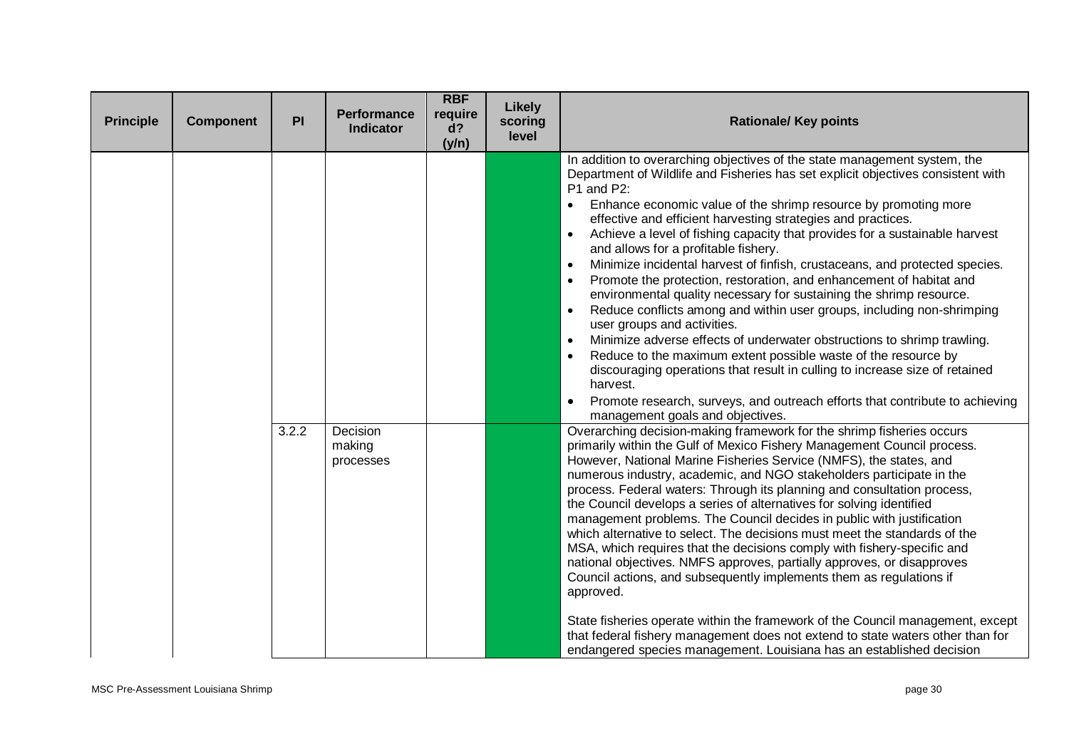| Principle | Component | PI | Performance Indicator | RBF required? (y/n) | Likely scoring level | Rationale/ Key points |
|---|---|---|---|---|---|---|
| | | | | | | In addition to overarching objectives of the state management system, the Department of Wildlife and Fisheries has set explicit objectives consistent with P1 and P2:<br>• Enhance economic value of the shrimp resource by promoting more effective and efficient harvesting strategies and practices.<br>• Achieve a level of fishing capacity that provides for a sustainable harvest and allows for a profitable fishery.<br>• Minimize incidental harvest of finfish, crustaceans, and protected species.<br>• Promote the protection, restoration, and enhancement of habitat and environmental quality necessary for sustaining the shrimp resource.<br>• Reduce conflicts among and within user groups, including non-shrimping user groups and activities.<br>• Minimize adverse effects of underwater obstructions to shrimp trawling.<br>• Reduce to the maximum extent possible waste of the resource by discouraging operations that result in culling to increase size of retained harvest.<br>• Promote research, surveys, and outreach efforts that contribute to achieving management goals and objectives. |
| | | 3.2.2 | Decision making processes | | | Overarching decision-making framework for the shrimp fisheries occurs primarily within the Gulf of Mexico Fishery Management Council process. However, National Marine Fisheries Service (NMFS), the states, and numerous industry, academic, and NGO stakeholders participate in the process. Federal waters: Through its planning and consultation process, the Council develops a series of alternatives for solving identified management problems. The Council decides in public with justification which alternative to select. The decisions must meet the standards of the MSA, which requires that the decisions comply with fishery-specific and national objectives. NMFS approves, partially approves, or disapproves Council actions, and subsequently implements them as regulations if approved.<br><br>State fisheries operate within the framework of the Council management, except that federal fishery management does not extend to state waters other than for endangered species management. Louisiana has an established decision |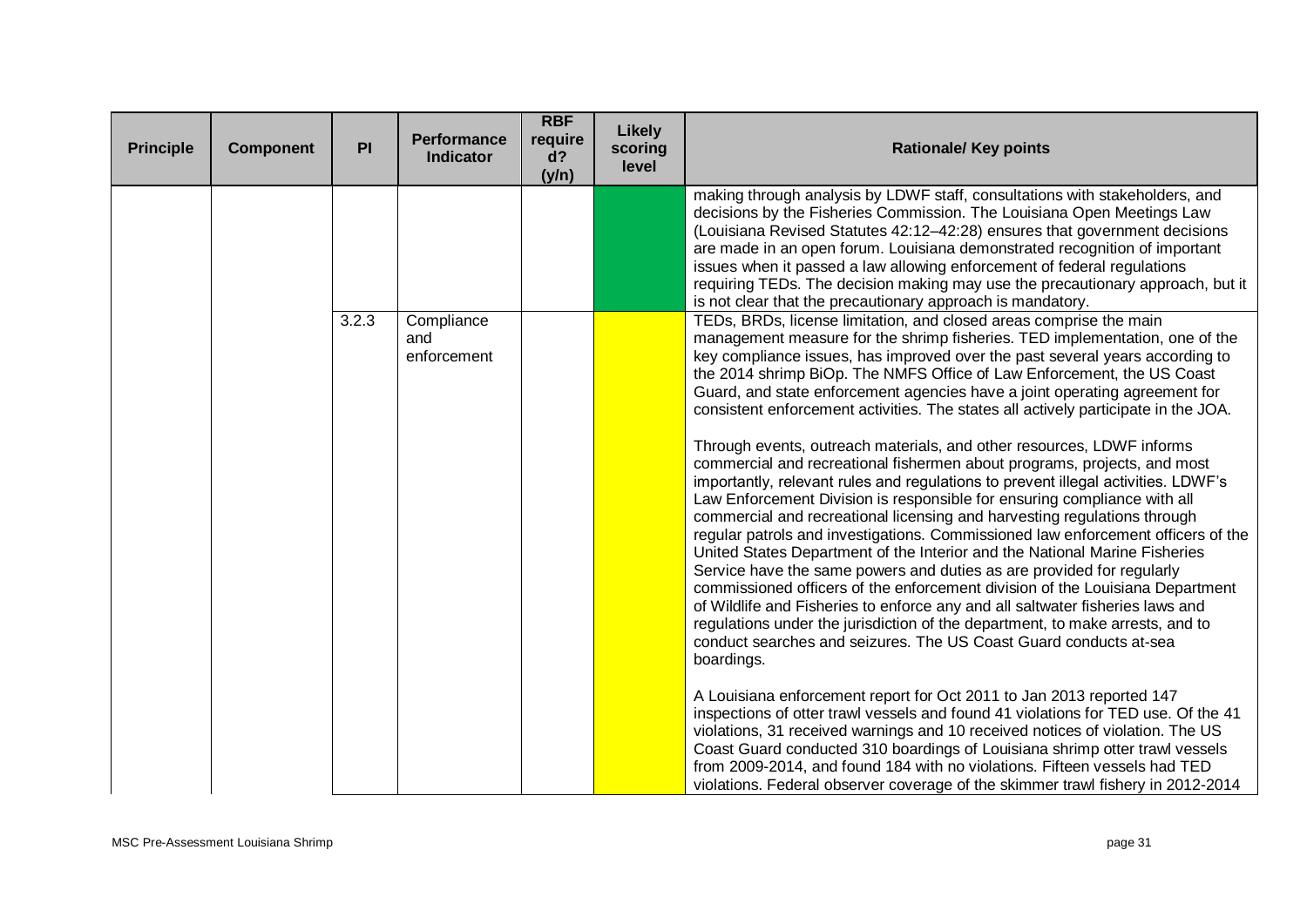| Principle | Component | PI | Performance Indicator | RBF required? (y/n) | Likely scoring level | Rationale/ Key points |
|---|---|---|---|---|---|---|
| | | | | | | making through analysis by LDWF staff, consultations with stakeholders, and decisions by the Fisheries Commission. The Louisiana Open Meetings Law (Louisiana Revised Statutes 42:12–42:28) ensures that government decisions are made in an open forum. Louisiana demonstrated recognition of important issues when it passed a law allowing enforcement of federal regulations requiring TEDs. The decision making may use the precautionary approach, but it is not clear that the precautionary approach is mandatory. |
| | | 3.2.3 | Compliance and enforcement | | | TEDs, BRDs, license limitation, and closed areas comprise the main management measure for the shrimp fisheries. TED implementation, one of the key compliance issues, has improved over the past several years according to the 2014 shrimp BiOp. The NMFS Office of Law Enforcement, the US Coast Guard, and state enforcement agencies have a joint operating agreement for consistent enforcement activities. The states all actively participate in the JOA.<br><br>Through events, outreach materials, and other resources, LDWF informs commercial and recreational fishermen about programs, projects, and most importantly, relevant rules and regulations to prevent illegal activities. LDWF's Law Enforcement Division is responsible for ensuring compliance with all commercial and recreational licensing and harvesting regulations through regular patrols and investigations. Commissioned law enforcement officers of the United States Department of the Interior and the National Marine Fisheries Service have the same powers and duties as are provided for regularly commissioned officers of the enforcement division of the Louisiana Department of Wildlife and Fisheries to enforce any and all saltwater fisheries laws and regulations under the jurisdiction of the department, to make arrests, and to conduct searches and seizures. The US Coast Guard conducts at-sea boardings.<br><br>A Louisiana enforcement report for Oct 2011 to Jan 2013 reported 147 inspections of otter trawl vessels and found 41 violations for TED use. Of the 41 violations, 31 received warnings and 10 received notices of violation. The US Coast Guard conducted 310 boardings of Louisiana shrimp otter trawl vessels from 2009-2014, and found 184 with no violations. Fifteen vessels had TED violations. Federal observer coverage of the skimmer trawl fishery in 2012-2014 |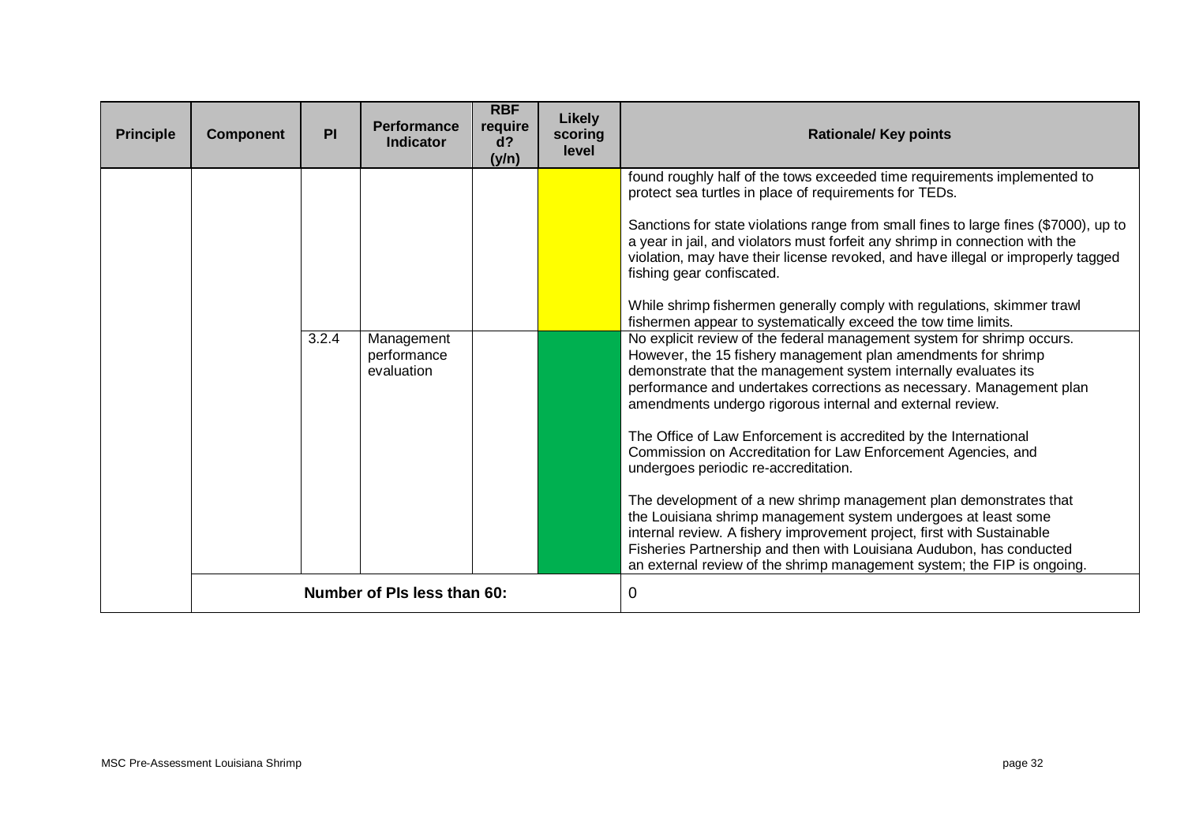| Principle | Component | PI | Performance Indicator | RBF required? (y/n) | Likely scoring level | Rationale/ Key points |
|---|---|---|---|---|---|---|
| | | | | | | found roughly half of the tows exceeded time requirements implemented to protect sea turtles in place of requirements for TEDs.<br><br>Sanctions for state violations range from small fines to large fines ($7000), up to a year in jail, and violators must forfeit any shrimp in connection with the violation, may have their license revoked, and have illegal or improperly tagged fishing gear confiscated.<br><br>While shrimp fishermen generally comply with regulations, skimmer trawl fishermen appear to systematically exceed the tow time limits. |
| | | 3.2.4 | Management performance evaluation | | | No explicit review of the federal management system for shrimp occurs. However, the 15 fishery management plan amendments for shrimp demonstrate that the management system internally evaluates its performance and undertakes corrections as necessary. Management plan amendments undergo rigorous internal and external review.<br><br>The Office of Law Enforcement is accredited by the International Commission on Accreditation for Law Enforcement Agencies, and undergoes periodic re-accreditation.<br><br>The development of a new shrimp management plan demonstrates that the Louisiana shrimp management system undergoes at least some internal review. A fishery improvement project, first with Sustainable Fisheries Partnership and then with Louisiana Audubon, has conducted an external review of the shrimp management system; the FIP is ongoing. |
| | **Number of PIs less than 60:** | | | | | 0 |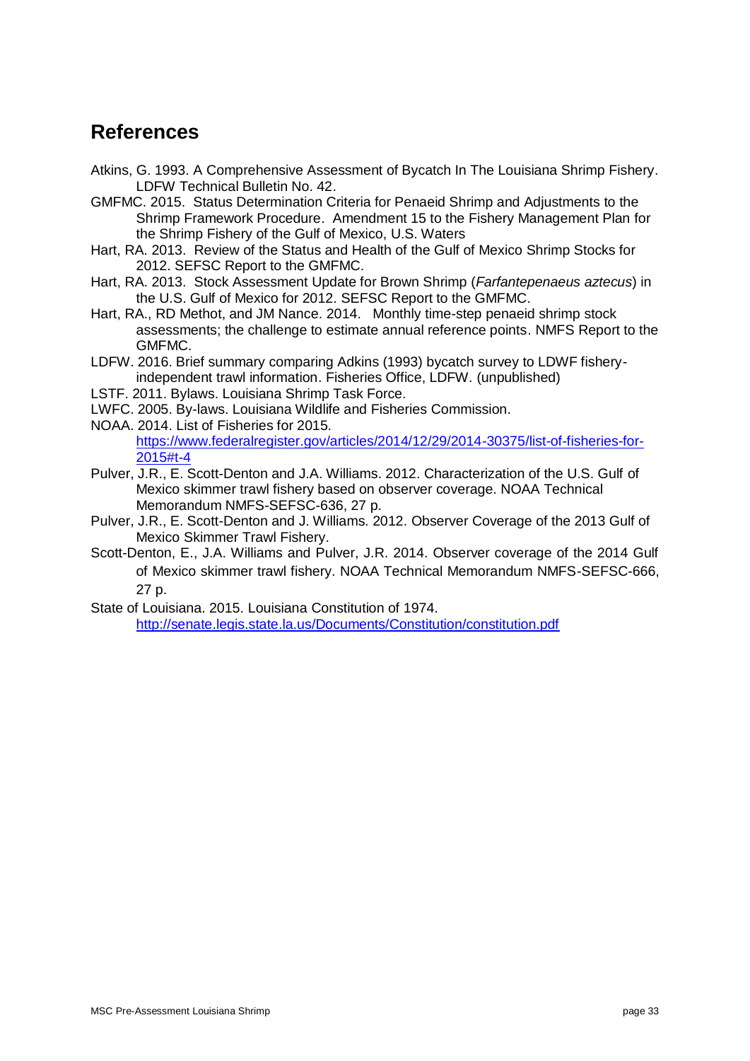## References

Atkins, G. 1993. A Comprehensive Assessment of Bycatch In The Louisiana Shrimp Fishery. LDFW Technical Bulletin No. 42.

GMFMC. 2015. Status Determination Criteria for Penaeid Shrimp and Adjustments to the Shrimp Framework Procedure. Amendment 15 to the Fishery Management Plan for the Shrimp Fishery of the Gulf of Mexico, U.S. Waters

Hart, RA. 2013. Review of the Status and Health of the Gulf of Mexico Shrimp Stocks for 2012. SEFSC Report to the GMFMC.

Hart, RA. 2013. Stock Assessment Update for Brown Shrimp (*Farfantepenaeus aztecus*) in the U.S. Gulf of Mexico for 2012. SEFSC Report to the GMFMC.

Hart, RA., RD Methot, and JM Nance. 2014. Monthly time-step penaeid shrimp stock assessments; the challenge to estimate annual reference points. NMFS Report to the GMFMC.

LDFW. 2016. Brief summary comparing Adkins (1993) bycatch survey to LDWF fishery-independent trawl information. Fisheries Office, LDFW. (unpublished)

LSTF. 2011. Bylaws. Louisiana Shrimp Task Force.

LWFC. 2005. By-laws. Louisiana Wildlife and Fisheries Commission.

NOAA. 2014. List of Fisheries for 2015. https://www.federalregister.gov/articles/2014/12/29/2014-30375/list-of-fisheries-for-2015#t-4

Pulver, J.R., E. Scott-Denton and J.A. Williams. 2012. Characterization of the U.S. Gulf of Mexico skimmer trawl fishery based on observer coverage. NOAA Technical Memorandum NMFS-SEFSC-636, 27 p.

Pulver, J.R., E. Scott-Denton and J. Williams. 2012. Observer Coverage of the 2013 Gulf of Mexico Skimmer Trawl Fishery.

Scott-Denton, E., J.A. Williams and Pulver, J.R. 2014. Observer coverage of the 2014 Gulf of Mexico skimmer trawl fishery. NOAA Technical Memorandum NMFS-SEFSC-666, 27 p.

State of Louisiana. 2015. Louisiana Constitution of 1974. http://senate.legis.state.la.us/Documents/Constitution/constitution.pdf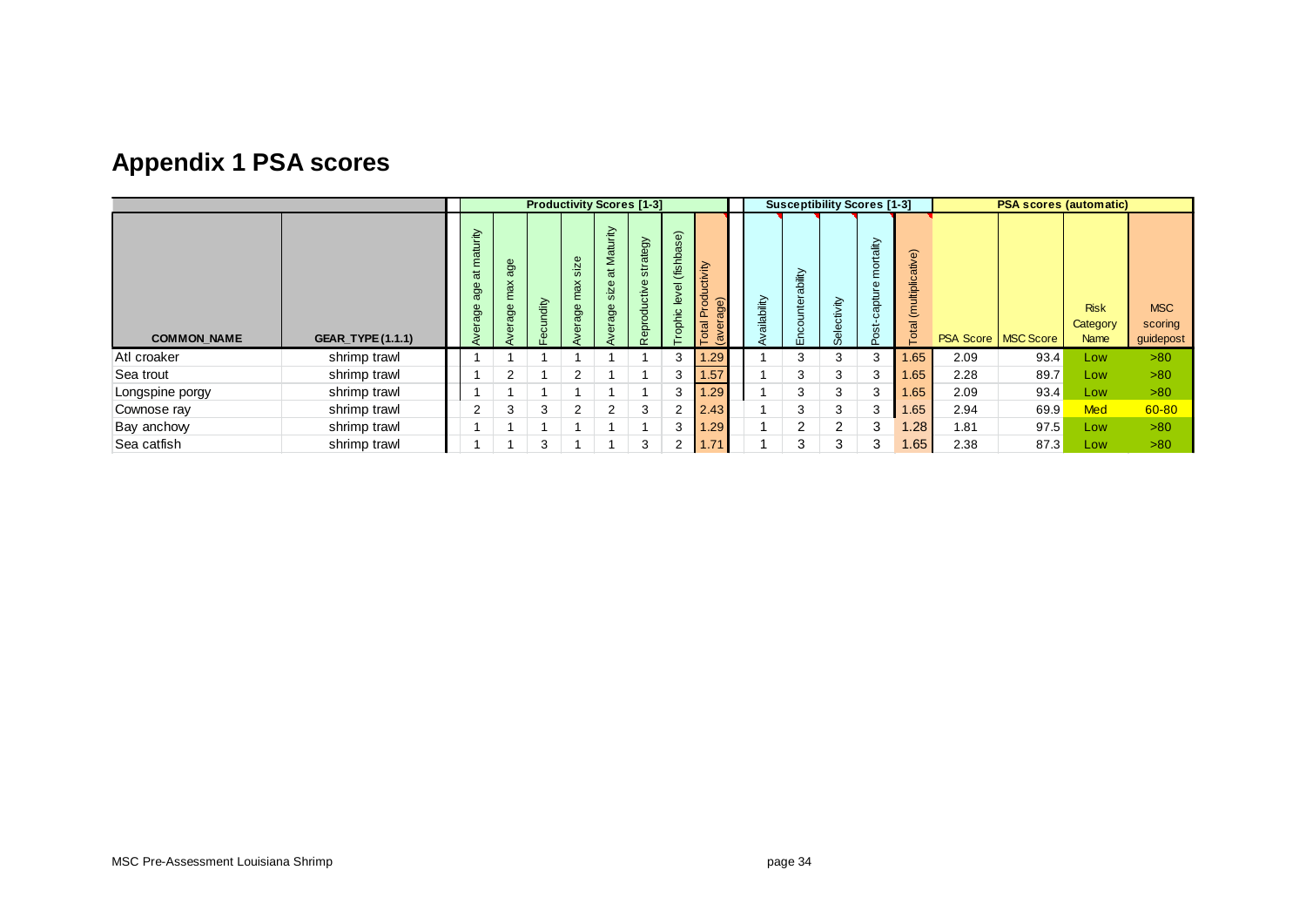# Appendix 1 PSA scores

| | | Productivity Scores [1-3] | | | | | | | | Susceptibility Scores [1-3] | | | | | PSA scores (automatic) | | | |
|---|---|---|---|---|---|---|---|---|---|---|---|---|---|---|---|---|---|---|
| COMMON_NAME | GEAR_TYPE (1.1.1) | Average age at maturity | Average max age | Fecundity | Average max size | Average size at Maturity | Reproductive strategy | Trophic level (fishbase) | Total Productivity (average) | Availability | Encounterability | Selectivity | Post-capture mortality | Total (multiplicative) | PSA Score | MSC Score | Risk Category Name | MSC scoring guidepost |
| Atl croaker | shrimp trawl | 1 | 1 | 1 | 1 | 1 | 1 | 3 | 1.29 | 1 | 3 | 3 | 3 | 1.65 | 2.09 | 93.4 | Low | >80 |
| Sea trout | shrimp trawl | 1 | 2 | 1 | 2 | 1 | 1 | 3 | 1.57 | 1 | 3 | 3 | 3 | 1.65 | 2.28 | 89.7 | Low | >80 |
| Longspine porgy | shrimp trawl | 1 | 1 | 1 | 1 | 1 | 1 | 3 | 1.29 | 1 | 3 | 3 | 3 | 1.65 | 2.09 | 93.4 | Low | >80 |
| Cownose ray | shrimp trawl | 2 | 3 | 3 | 2 | 2 | 3 | 2 | 2.43 | 1 | 3 | 3 | 3 | 1.65 | 2.94 | 69.9 | Med | 60-80 |
| Bay anchovy | shrimp trawl | 1 | 1 | 1 | 1 | 1 | 1 | 3 | 1.29 | 1 | 2 | 2 | 3 | 1.28 | 1.81 | 97.5 | Low | >80 |
| Sea catfish | shrimp trawl | 1 | 1 | 3 | 1 | 1 | 3 | 2 | 1.71 | 1 | 3 | 3 | 3 | 1.65 | 2.38 | 87.3 | Low | >80 |